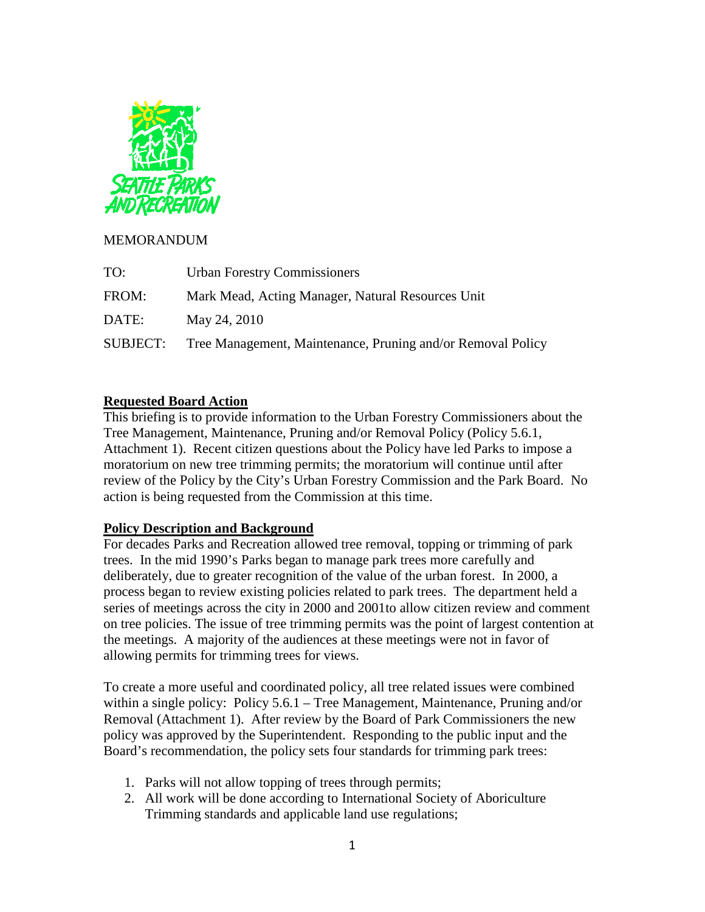MEMORANDUM

TO: Urban Forestry Commissioners

FROM: Mark Mead, Acting Manager, Natural Resources Unit

DATE: May 24, 2010

SUBJECT: Tree Management, Maintenance, Pruning and/or Removal Policy

**Requested Board Action**

This briefing is to provide information to the Urban Forestry Commissioners about the Tree Management, Maintenance, Pruning and/or Removal Policy (Policy 5.6.1, Attachment 1). Recent citizen questions about the Policy have led Parks to impose a moratorium on new tree trimming permits; the moratorium will continue until after review of the Policy by the City's Urban Forestry Commission and the Park Board. No action is being requested from the Commission at this time.

**Policy Description and Background**

For decades Parks and Recreation allowed tree removal, topping or trimming of park trees. In the mid 1990's Parks began to manage park trees more carefully and deliberately, due to greater recognition of the value of the urban forest. In 2000, a process began to review existing policies related to park trees. The department held a series of meetings across the city in 2000 and 2001to allow citizen review and comment on tree policies. The issue of tree trimming permits was the point of largest contention at the meetings. A majority of the audiences at these meetings were not in favor of allowing permits for trimming trees for views.

To create a more useful and coordinated policy, all tree related issues were combined within a single policy: Policy 5.6.1 – Tree Management, Maintenance, Pruning and/or Removal (Attachment 1). After review by the Board of Park Commissioners the new policy was approved by the Superintendent. Responding to the public input and the Board's recommendation, the policy sets four standards for trimming park trees:

1. Parks will not allow topping of trees through permits;
2. All work will be done according to International Society of Aboriculture Trimming standards and applicable land use regulations;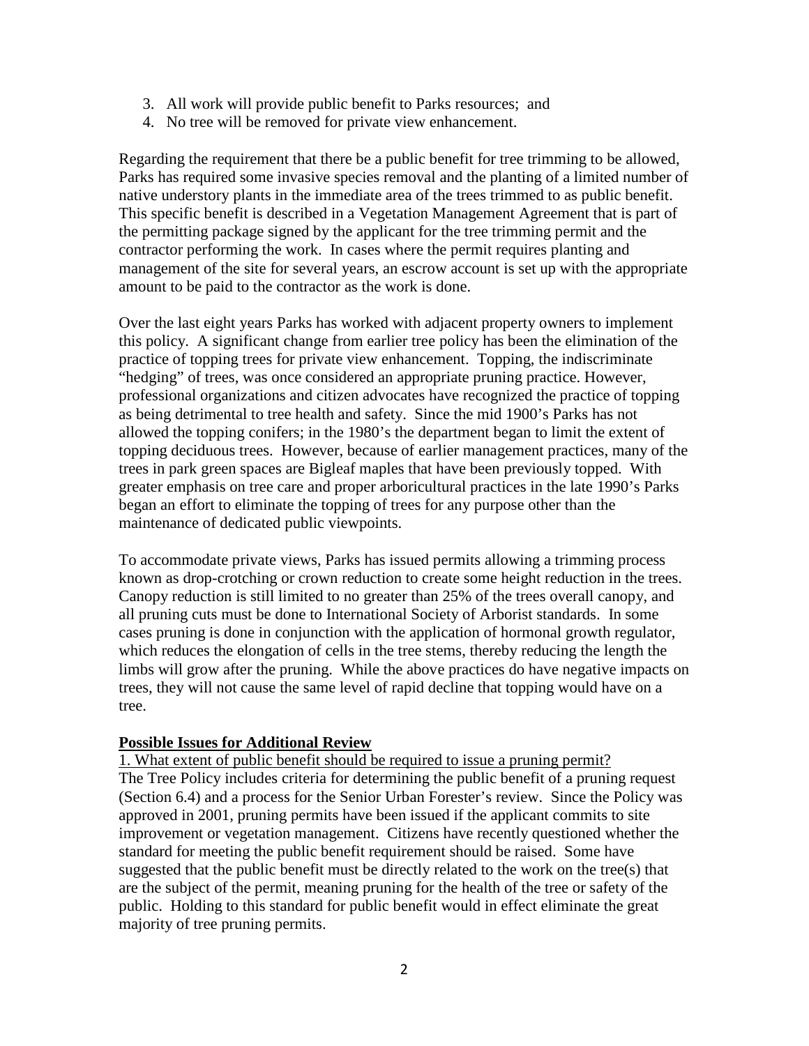3. All work will provide public benefit to Parks resources; and
4. No tree will be removed for private view enhancement.

Regarding the requirement that there be a public benefit for tree trimming to be allowed, Parks has required some invasive species removal and the planting of a limited number of native understory plants in the immediate area of the trees trimmed to as public benefit. This specific benefit is described in a Vegetation Management Agreement that is part of the permitting package signed by the applicant for the tree trimming permit and the contractor performing the work. In cases where the permit requires planting and management of the site for several years, an escrow account is set up with the appropriate amount to be paid to the contractor as the work is done.

Over the last eight years Parks has worked with adjacent property owners to implement this policy. A significant change from earlier tree policy has been the elimination of the practice of topping trees for private view enhancement. Topping, the indiscriminate "hedging" of trees, was once considered an appropriate pruning practice. However, professional organizations and citizen advocates have recognized the practice of topping as being detrimental to tree health and safety. Since the mid 1900's Parks has not allowed the topping conifers; in the 1980's the department began to limit the extent of topping deciduous trees. However, because of earlier management practices, many of the trees in park green spaces are Bigleaf maples that have been previously topped. With greater emphasis on tree care and proper arboricultural practices in the late 1990's Parks began an effort to eliminate the topping of trees for any purpose other than the maintenance of dedicated public viewpoints.

To accommodate private views, Parks has issued permits allowing a trimming process known as drop-crotching or crown reduction to create some height reduction in the trees. Canopy reduction is still limited to no greater than 25% of the trees overall canopy, and all pruning cuts must be done to International Society of Arborist standards. In some cases pruning is done in conjunction with the application of hormonal growth regulator, which reduces the elongation of cells in the tree stems, thereby reducing the length the limbs will grow after the pruning. While the above practices do have negative impacts on trees, they will not cause the same level of rapid decline that topping would have on a tree.

## Possible Issues for Additional Review

1. What extent of public benefit should be required to issue a pruning permit?

The Tree Policy includes criteria for determining the public benefit of a pruning request (Section 6.4) and a process for the Senior Urban Forester's review. Since the Policy was approved in 2001, pruning permits have been issued if the applicant commits to site improvement or vegetation management. Citizens have recently questioned whether the standard for meeting the public benefit requirement should be raised. Some have suggested that the public benefit must be directly related to the work on the tree(s) that are the subject of the permit, meaning pruning for the health of the tree or safety of the public. Holding to this standard for public benefit would in effect eliminate the great majority of tree pruning permits.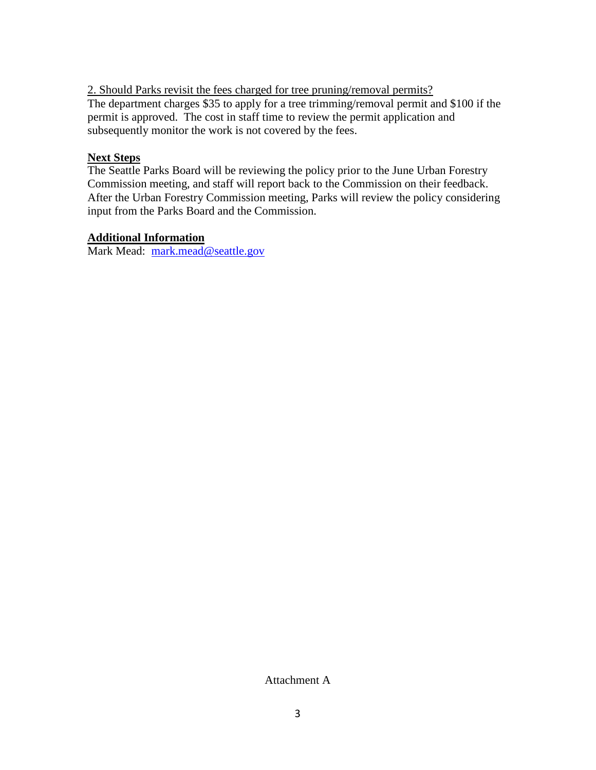2. Should Parks revisit the fees charged for tree pruning/removal permits?

The department charges $35 to apply for a tree trimming/removal permit and $100 if the permit is approved. The cost in staff time to review the permit application and subsequently monitor the work is not covered by the fees.

**Next Steps**

The Seattle Parks Board will be reviewing the policy prior to the June Urban Forestry Commission meeting, and staff will report back to the Commission on their feedback. After the Urban Forestry Commission meeting, Parks will review the policy considering input from the Parks Board and the Commission.

**Additional Information**

Mark Mead: mark.mead@seattle.gov

Attachment A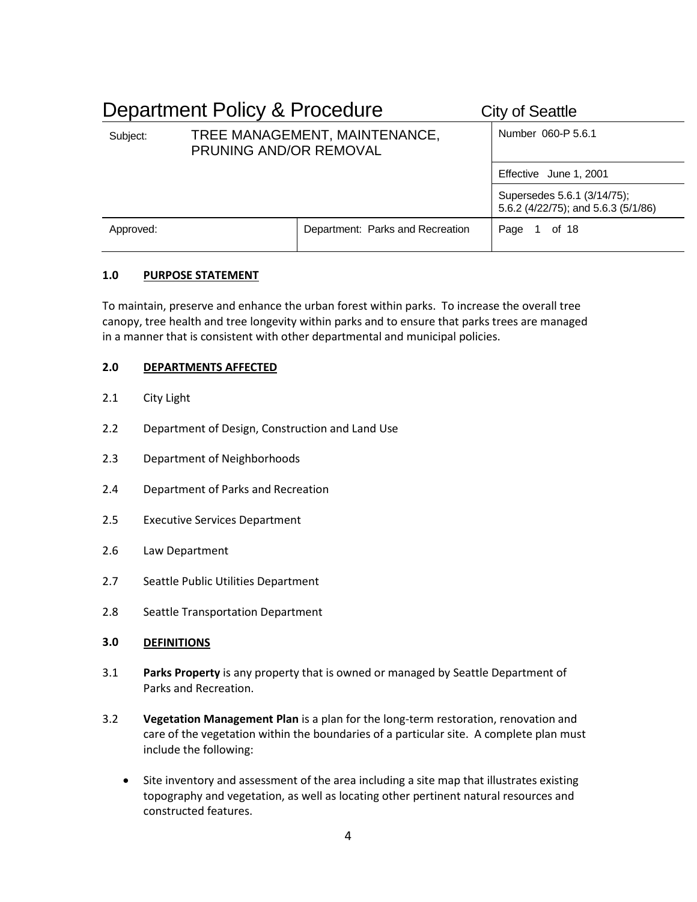# Department Policy & Procedure — City of Seattle

| Subject: | TREE MANAGEMENT, MAINTENANCE, PRUNING AND/OR REMOVAL | Number 060-P 5.6.1 |
|---|---|---|
| | | Effective June 1, 2001 |
| | | Supersedes 5.6.1 (3/14/75); 5.6.2 (4/22/75); and 5.6.3 (5/1/86) |
| Approved: | Department: Parks and Recreation | Page 1 of 18 |

## 1.0 PURPOSE STATEMENT

To maintain, preserve and enhance the urban forest within parks. To increase the overall tree canopy, tree health and tree longevity within parks and to ensure that parks trees are managed in a manner that is consistent with other departmental and municipal policies.

## 2.0 DEPARTMENTS AFFECTED

2.1 City Light

2.2 Department of Design, Construction and Land Use

2.3 Department of Neighborhoods

2.4 Department of Parks and Recreation

2.5 Executive Services Department

2.6 Law Department

2.7 Seattle Public Utilities Department

2.8 Seattle Transportation Department

## 3.0 DEFINITIONS

3.1 **Parks Property** is any property that is owned or managed by Seattle Department of Parks and Recreation.

3.2 **Vegetation Management Plan** is a plan for the long-term restoration, renovation and care of the vegetation within the boundaries of a particular site. A complete plan must include the following:

- Site inventory and assessment of the area including a site map that illustrates existing topography and vegetation, as well as locating other pertinent natural resources and constructed features.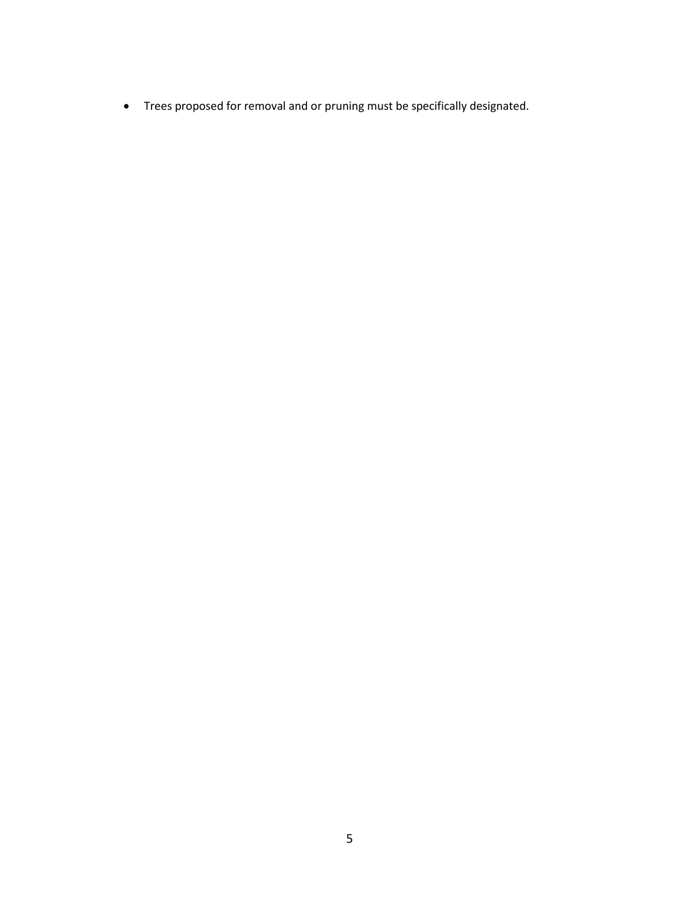- Trees proposed for removal and or pruning must be specifically designated.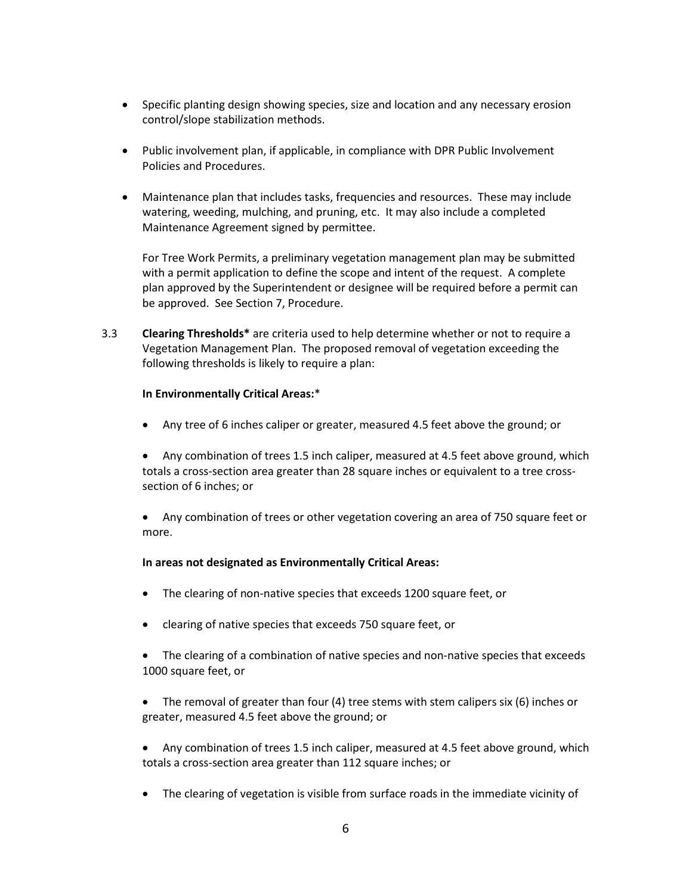- Specific planting design showing species, size and location and any necessary erosion control/slope stabilization methods.

- Public involvement plan, if applicable, in compliance with DPR Public Involvement Policies and Procedures.

- Maintenance plan that includes tasks, frequencies and resources. These may include watering, weeding, mulching, and pruning, etc. It may also include a completed Maintenance Agreement signed by permittee.

  For Tree Work Permits, a preliminary vegetation management plan may be submitted with a permit application to define the scope and intent of the request. A complete plan approved by the Superintendent or designee will be required before a permit can be approved. See Section 7, Procedure.

3.3 **Clearing Thresholds*** are criteria used to help determine whether or not to require a Vegetation Management Plan. The proposed removal of vegetation exceeding the following thresholds is likely to require a plan:

**In Environmentally Critical Areas:***

- Any tree of 6 inches caliper or greater, measured 4.5 feet above the ground; or

- Any combination of trees 1.5 inch caliper, measured at 4.5 feet above ground, which totals a cross-section area greater than 28 square inches or equivalent to a tree cross-section of 6 inches; or

- Any combination of trees or other vegetation covering an area of 750 square feet or more.

**In areas not designated as Environmentally Critical Areas:**

- The clearing of non-native species that exceeds 1200 square feet, or

- clearing of native species that exceeds 750 square feet, or

- The clearing of a combination of native species and non-native species that exceeds 1000 square feet, or

- The removal of greater than four (4) tree stems with stem calipers six (6) inches or greater, measured 4.5 feet above the ground; or

- Any combination of trees 1.5 inch caliper, measured at 4.5 feet above ground, which totals a cross-section area greater than 112 square inches; or

- The clearing of vegetation is visible from surface roads in the immediate vicinity of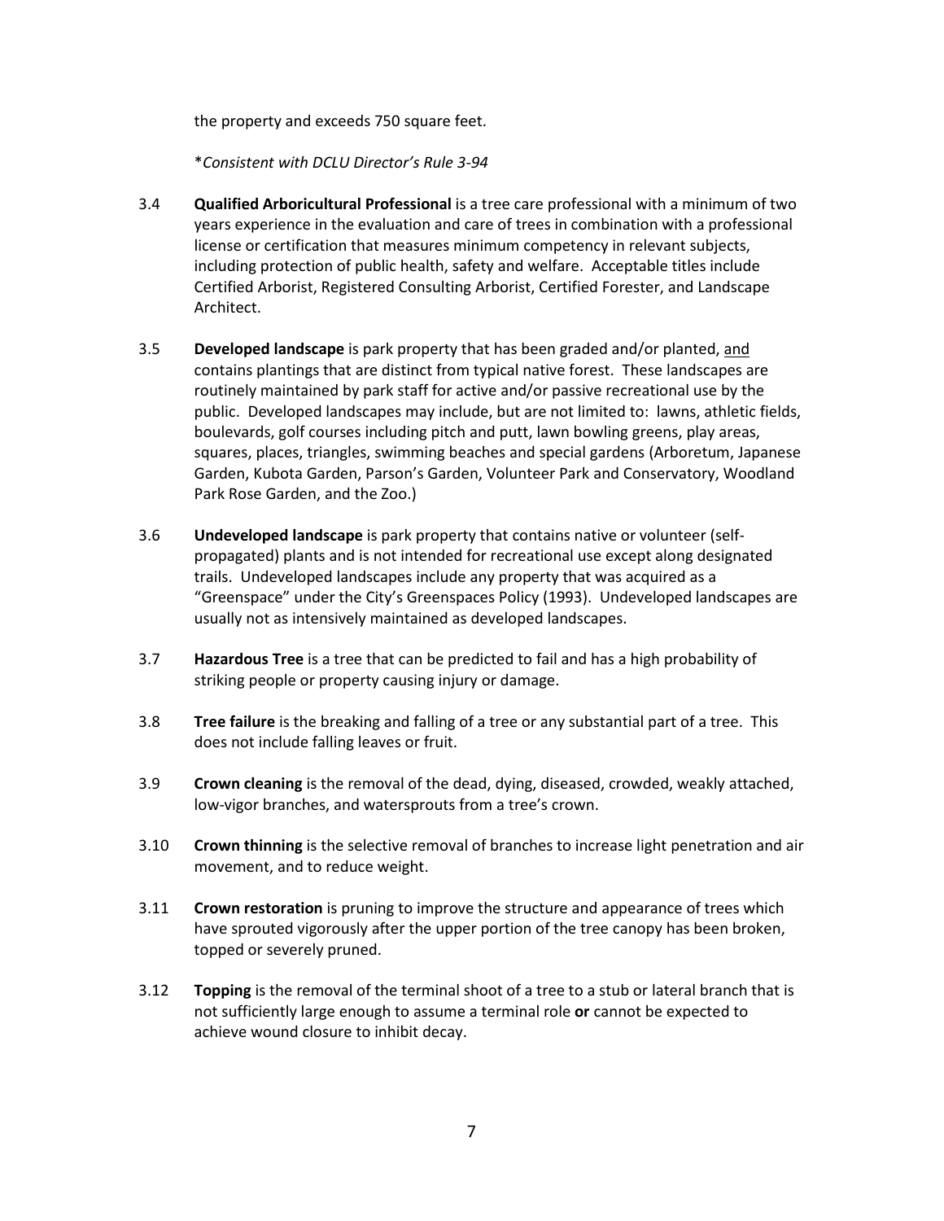the property and exceeds 750 square feet.

**Consistent with DCLU Director's Rule 3-94*

3.4 **Qualified Arboricultural Professional** is a tree care professional with a minimum of two years experience in the evaluation and care of trees in combination with a professional license or certification that measures minimum competency in relevant subjects, including protection of public health, safety and welfare. Acceptable titles include Certified Arborist, Registered Consulting Arborist, Certified Forester, and Landscape Architect.

3.5 **Developed landscape** is park property that has been graded and/or planted, <u>and</u> contains plantings that are distinct from typical native forest. These landscapes are routinely maintained by park staff for active and/or passive recreational use by the public. Developed landscapes may include, but are not limited to: lawns, athletic fields, boulevards, golf courses including pitch and putt, lawn bowling greens, play areas, squares, places, triangles, swimming beaches and special gardens (Arboretum, Japanese Garden, Kubota Garden, Parson's Garden, Volunteer Park and Conservatory, Woodland Park Rose Garden, and the Zoo.)

3.6 **Undeveloped landscape** is park property that contains native or volunteer (self-propagated) plants and is not intended for recreational use except along designated trails. Undeveloped landscapes include any property that was acquired as a "Greenspace" under the City's Greenspaces Policy (1993). Undeveloped landscapes are usually not as intensively maintained as developed landscapes.

3.7 **Hazardous Tree** is a tree that can be predicted to fail and has a high probability of striking people or property causing injury or damage.

3.8 **Tree failure** is the breaking and falling of a tree or any substantial part of a tree. This does not include falling leaves or fruit.

3.9 **Crown cleaning** is the removal of the dead, dying, diseased, crowded, weakly attached, low-vigor branches, and watersprouts from a tree's crown.

3.10 **Crown thinning** is the selective removal of branches to increase light penetration and air movement, and to reduce weight.

3.11 **Crown restoration** is pruning to improve the structure and appearance of trees which have sprouted vigorously after the upper portion of the tree canopy has been broken, topped or severely pruned.

3.12 **Topping** is the removal of the terminal shoot of a tree to a stub or lateral branch that is not sufficiently large enough to assume a terminal role **or** cannot be expected to achieve wound closure to inhibit decay.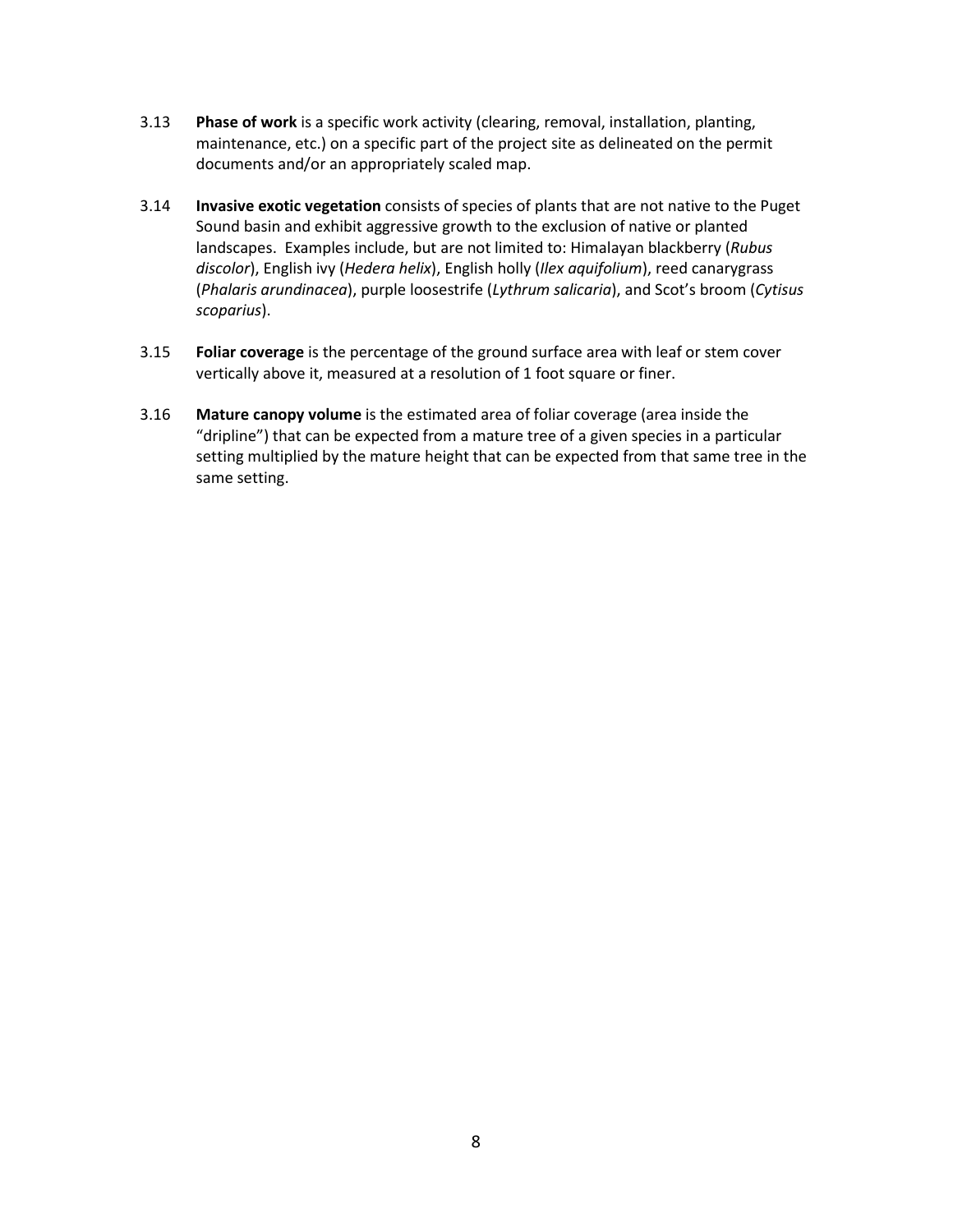3.13 **Phase of work** is a specific work activity (clearing, removal, installation, planting, maintenance, etc.) on a specific part of the project site as delineated on the permit documents and/or an appropriately scaled map.

3.14 **Invasive exotic vegetation** consists of species of plants that are not native to the Puget Sound basin and exhibit aggressive growth to the exclusion of native or planted landscapes. Examples include, but are not limited to: Himalayan blackberry (*Rubus discolor*), English ivy (*Hedera helix*), English holly (*Ilex aquifolium*), reed canarygrass (*Phalaris arundinacea*), purple loosestrife (*Lythrum salicaria*), and Scot's broom (*Cytisus scoparius*).

3.15 **Foliar coverage** is the percentage of the ground surface area with leaf or stem cover vertically above it, measured at a resolution of 1 foot square or finer.

3.16 **Mature canopy volume** is the estimated area of foliar coverage (area inside the "dripline") that can be expected from a mature tree of a given species in a particular setting multiplied by the mature height that can be expected from that same tree in the same setting.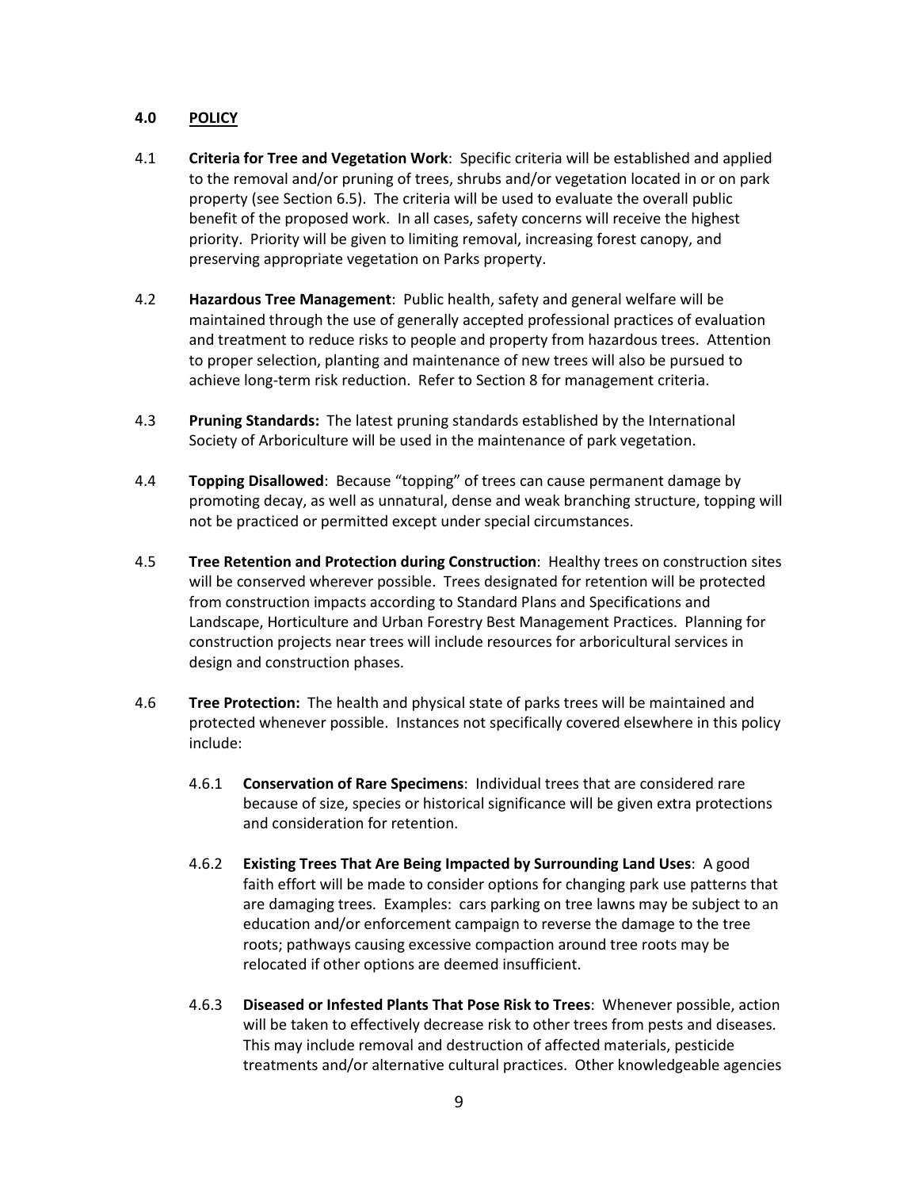## 4.0 POLICY

4.1 **Criteria for Tree and Vegetation Work**: Specific criteria will be established and applied to the removal and/or pruning of trees, shrubs and/or vegetation located in or on park property (see Section 6.5). The criteria will be used to evaluate the overall public benefit of the proposed work. In all cases, safety concerns will receive the highest priority. Priority will be given to limiting removal, increasing forest canopy, and preserving appropriate vegetation on Parks property.

4.2 **Hazardous Tree Management**: Public health, safety and general welfare will be maintained through the use of generally accepted professional practices of evaluation and treatment to reduce risks to people and property from hazardous trees. Attention to proper selection, planting and maintenance of new trees will also be pursued to achieve long-term risk reduction. Refer to Section 8 for management criteria.

4.3 **Pruning Standards:** The latest pruning standards established by the International Society of Arboriculture will be used in the maintenance of park vegetation.

4.4 **Topping Disallowed**: Because "topping" of trees can cause permanent damage by promoting decay, as well as unnatural, dense and weak branching structure, topping will not be practiced or permitted except under special circumstances.

4.5 **Tree Retention and Protection during Construction**: Healthy trees on construction sites will be conserved wherever possible. Trees designated for retention will be protected from construction impacts according to Standard Plans and Specifications and Landscape, Horticulture and Urban Forestry Best Management Practices. Planning for construction projects near trees will include resources for arboricultural services in design and construction phases.

4.6 **Tree Protection:** The health and physical state of parks trees will be maintained and protected whenever possible. Instances not specifically covered elsewhere in this policy include:

4.6.1 **Conservation of Rare Specimens**: Individual trees that are considered rare because of size, species or historical significance will be given extra protections and consideration for retention.

4.6.2 **Existing Trees That Are Being Impacted by Surrounding Land Uses**: A good faith effort will be made to consider options for changing park use patterns that are damaging trees. Examples: cars parking on tree lawns may be subject to an education and/or enforcement campaign to reverse the damage to the tree roots; pathways causing excessive compaction around tree roots may be relocated if other options are deemed insufficient.

4.6.3 **Diseased or Infested Plants That Pose Risk to Trees**: Whenever possible, action will be taken to effectively decrease risk to other trees from pests and diseases. This may include removal and destruction of affected materials, pesticide treatments and/or alternative cultural practices. Other knowledgeable agencies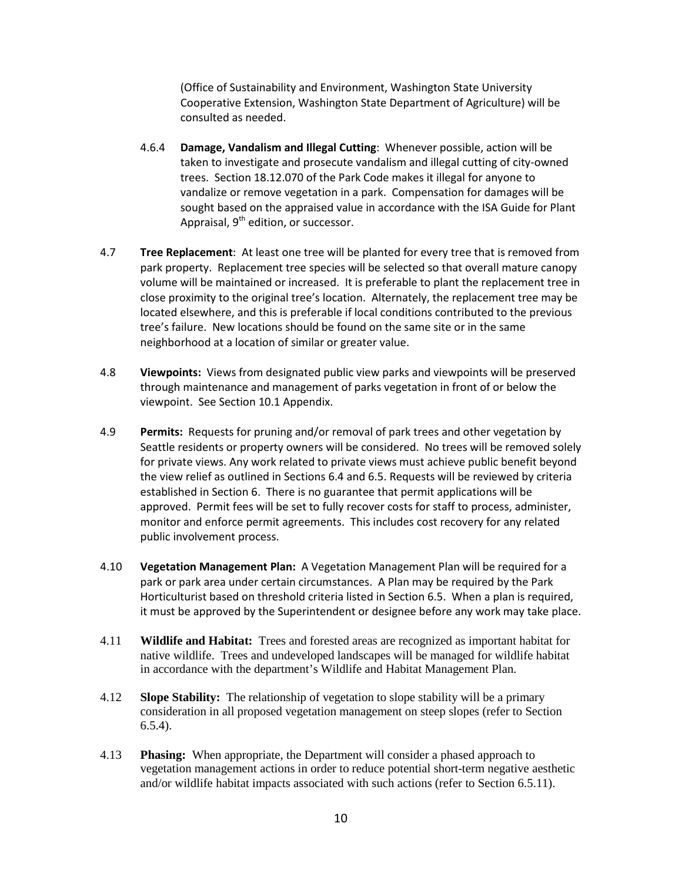(Office of Sustainability and Environment, Washington State University Cooperative Extension, Washington State Department of Agriculture) will be consulted as needed.

4.6.4 **Damage, Vandalism and Illegal Cutting**: Whenever possible, action will be taken to investigate and prosecute vandalism and illegal cutting of city-owned trees. Section 18.12.070 of the Park Code makes it illegal for anyone to vandalize or remove vegetation in a park. Compensation for damages will be sought based on the appraised value in accordance with the ISA Guide for Plant Appraisal, 9th edition, or successor.

4.7 **Tree Replacement**: At least one tree will be planted for every tree that is removed from park property. Replacement tree species will be selected so that overall mature canopy volume will be maintained or increased. It is preferable to plant the replacement tree in close proximity to the original tree's location. Alternately, the replacement tree may be located elsewhere, and this is preferable if local conditions contributed to the previous tree's failure. New locations should be found on the same site or in the same neighborhood at a location of similar or greater value.

4.8 **Viewpoints:** Views from designated public view parks and viewpoints will be preserved through maintenance and management of parks vegetation in front of or below the viewpoint. See Section 10.1 Appendix.

4.9 **Permits:** Requests for pruning and/or removal of park trees and other vegetation by Seattle residents or property owners will be considered. No trees will be removed solely for private views. Any work related to private views must achieve public benefit beyond the view relief as outlined in Sections 6.4 and 6.5. Requests will be reviewed by criteria established in Section 6. There is no guarantee that permit applications will be approved. Permit fees will be set to fully recover costs for staff to process, administer, monitor and enforce permit agreements. This includes cost recovery for any related public involvement process.

4.10 **Vegetation Management Plan:** A Vegetation Management Plan will be required for a park or park area under certain circumstances. A Plan may be required by the Park Horticulturist based on threshold criteria listed in Section 6.5. When a plan is required, it must be approved by the Superintendent or designee before any work may take place.

4.11 **Wildlife and Habitat:** Trees and forested areas are recognized as important habitat for native wildlife. Trees and undeveloped landscapes will be managed for wildlife habitat in accordance with the department's Wildlife and Habitat Management Plan.

4.12 **Slope Stability:** The relationship of vegetation to slope stability will be a primary consideration in all proposed vegetation management on steep slopes (refer to Section 6.5.4).

4.13 **Phasing:** When appropriate, the Department will consider a phased approach to vegetation management actions in order to reduce potential short-term negative aesthetic and/or wildlife habitat impacts associated with such actions (refer to Section 6.5.11).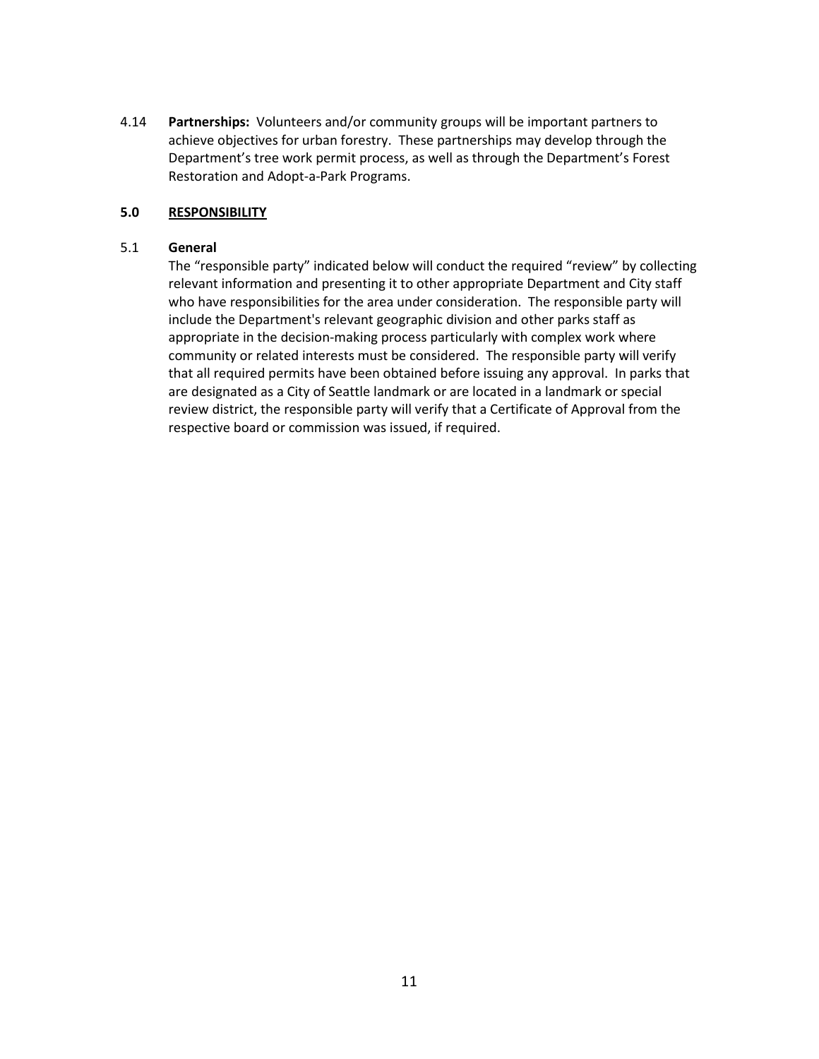4.14 **Partnerships:** Volunteers and/or community groups will be important partners to achieve objectives for urban forestry. These partnerships may develop through the Department's tree work permit process, as well as through the Department's Forest Restoration and Adopt-a-Park Programs.

## 5.0 RESPONSIBILITY

### 5.1 General

The "responsible party" indicated below will conduct the required "review" by collecting relevant information and presenting it to other appropriate Department and City staff who have responsibilities for the area under consideration. The responsible party will include the Department's relevant geographic division and other parks staff as appropriate in the decision-making process particularly with complex work where community or related interests must be considered. The responsible party will verify that all required permits have been obtained before issuing any approval. In parks that are designated as a City of Seattle landmark or are located in a landmark or special review district, the responsible party will verify that a Certificate of Approval from the respective board or commission was issued, if required.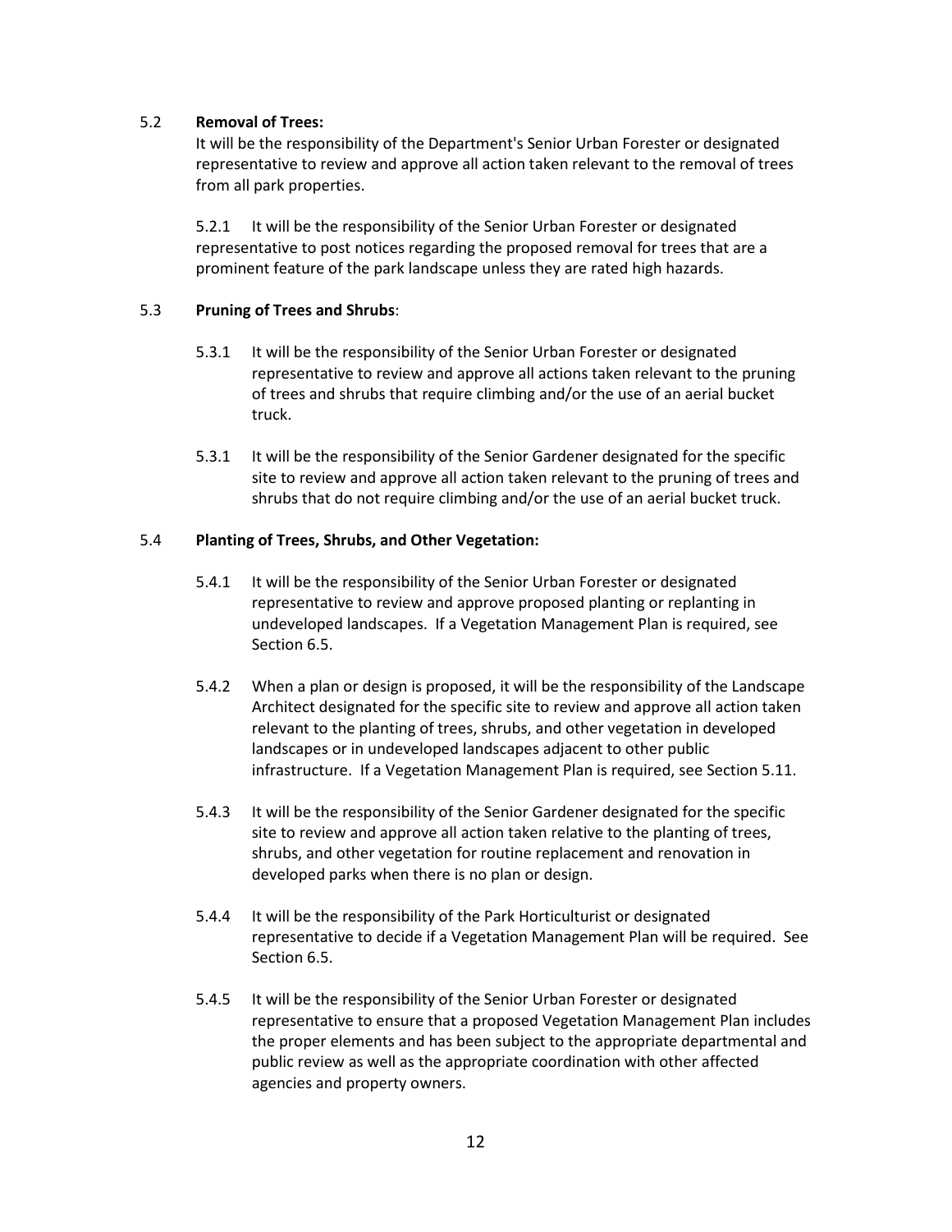5.2 **Removal of Trees:**

It will be the responsibility of the Department's Senior Urban Forester or designated representative to review and approve all action taken relevant to the removal of trees from all park properties.

5.2.1 It will be the responsibility of the Senior Urban Forester or designated representative to post notices regarding the proposed removal for trees that are a prominent feature of the park landscape unless they are rated high hazards.

5.3 **Pruning of Trees and Shrubs**:

5.3.1 It will be the responsibility of the Senior Urban Forester or designated representative to review and approve all actions taken relevant to the pruning of trees and shrubs that require climbing and/or the use of an aerial bucket truck.

5.3.1 It will be the responsibility of the Senior Gardener designated for the specific site to review and approve all action taken relevant to the pruning of trees and shrubs that do not require climbing and/or the use of an aerial bucket truck.

5.4 **Planting of Trees, Shrubs, and Other Vegetation:**

5.4.1 It will be the responsibility of the Senior Urban Forester or designated representative to review and approve proposed planting or replanting in undeveloped landscapes. If a Vegetation Management Plan is required, see Section 6.5.

5.4.2 When a plan or design is proposed, it will be the responsibility of the Landscape Architect designated for the specific site to review and approve all action taken relevant to the planting of trees, shrubs, and other vegetation in developed landscapes or in undeveloped landscapes adjacent to other public infrastructure. If a Vegetation Management Plan is required, see Section 5.11.

5.4.3 It will be the responsibility of the Senior Gardener designated for the specific site to review and approve all action taken relative to the planting of trees, shrubs, and other vegetation for routine replacement and renovation in developed parks when there is no plan or design.

5.4.4 It will be the responsibility of the Park Horticulturist or designated representative to decide if a Vegetation Management Plan will be required. See Section 6.5.

5.4.5 It will be the responsibility of the Senior Urban Forester or designated representative to ensure that a proposed Vegetation Management Plan includes the proper elements and has been subject to the appropriate departmental and public review as well as the appropriate coordination with other affected agencies and property owners.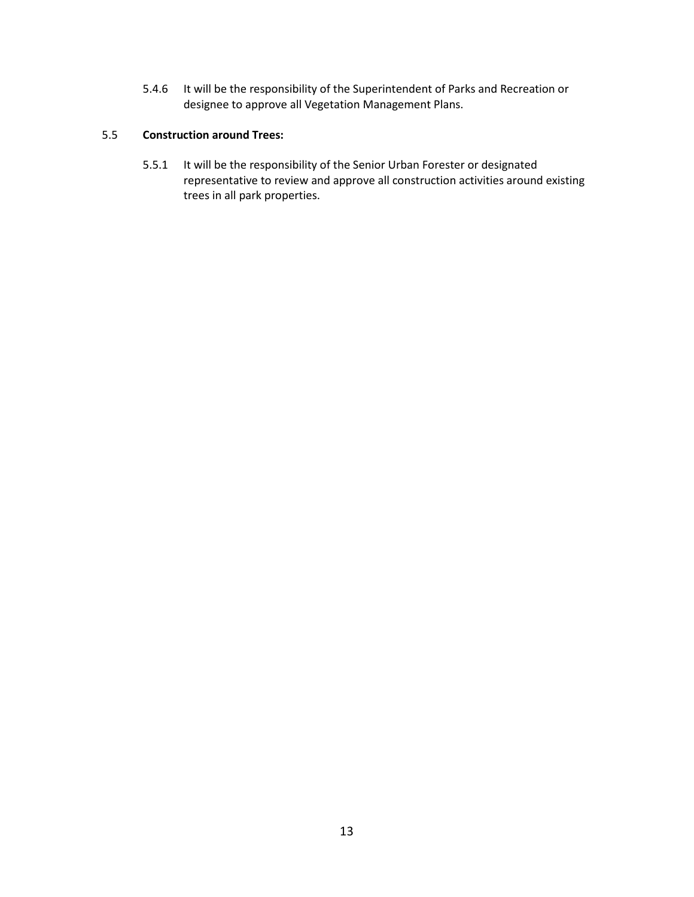5.4.6 It will be the responsibility of the Superintendent of Parks and Recreation or designee to approve all Vegetation Management Plans.

5.5 **Construction around Trees:**

5.5.1 It will be the responsibility of the Senior Urban Forester or designated representative to review and approve all construction activities around existing trees in all park properties.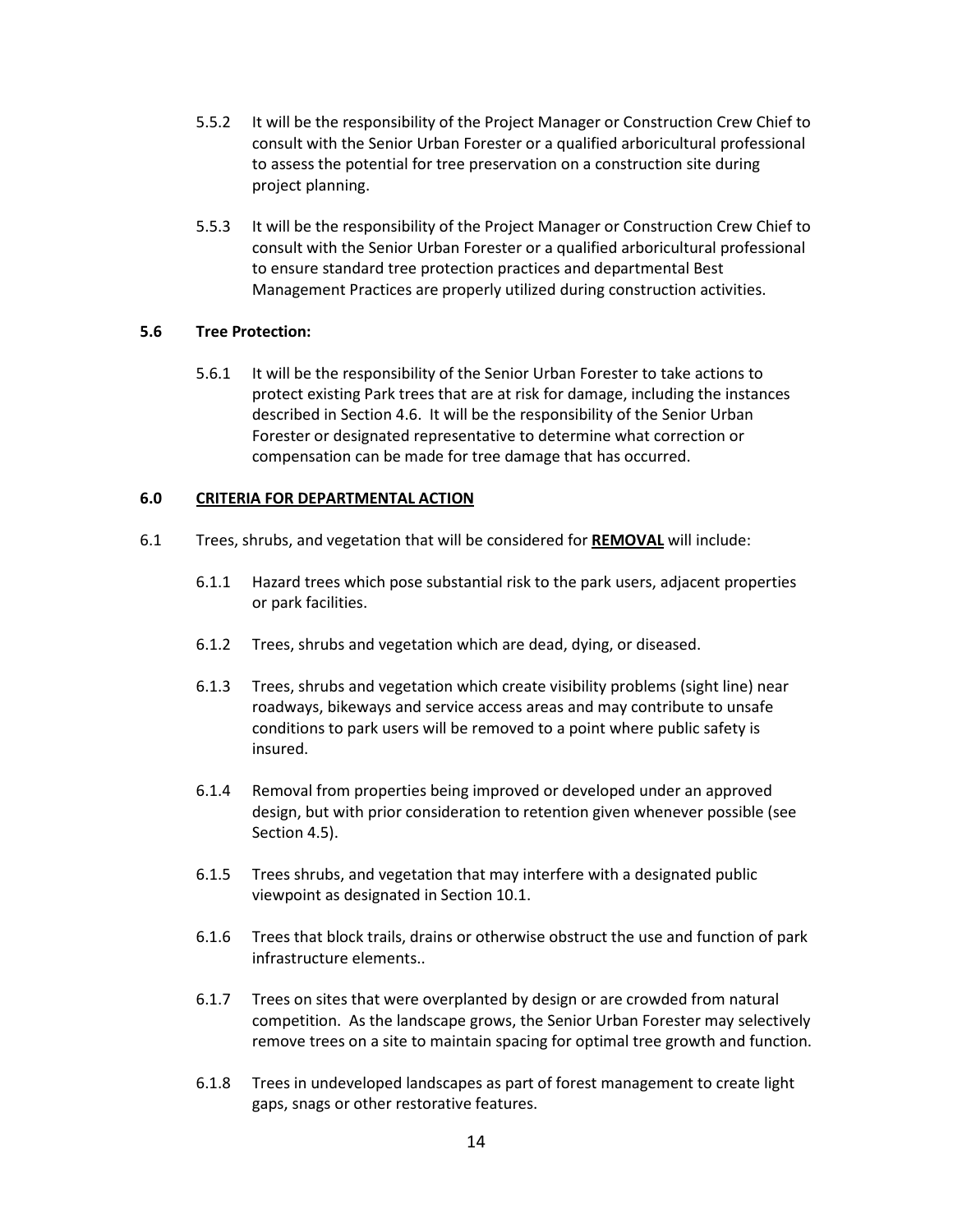5.5.2 It will be the responsibility of the Project Manager or Construction Crew Chief to consult with the Senior Urban Forester or a qualified arboricultural professional to assess the potential for tree preservation on a construction site during project planning.

5.5.3 It will be the responsibility of the Project Manager or Construction Crew Chief to consult with the Senior Urban Forester or a qualified arboricultural professional to ensure standard tree protection practices and departmental Best Management Practices are properly utilized during construction activities.

**5.6 Tree Protection:**

5.6.1 It will be the responsibility of the Senior Urban Forester to take actions to protect existing Park trees that are at risk for damage, including the instances described in Section 4.6. It will be the responsibility of the Senior Urban Forester or designated representative to determine what correction or compensation can be made for tree damage that has occurred.

## 6.0 CRITERIA FOR DEPARTMENTAL ACTION

6.1 Trees, shrubs, and vegetation that will be considered for **REMOVAL** will include:

6.1.1 Hazard trees which pose substantial risk to the park users, adjacent properties or park facilities.

6.1.2 Trees, shrubs and vegetation which are dead, dying, or diseased.

6.1.3 Trees, shrubs and vegetation which create visibility problems (sight line) near roadways, bikeways and service access areas and may contribute to unsafe conditions to park users will be removed to a point where public safety is insured.

6.1.4 Removal from properties being improved or developed under an approved design, but with prior consideration to retention given whenever possible (see Section 4.5).

6.1.5 Trees shrubs, and vegetation that may interfere with a designated public viewpoint as designated in Section 10.1.

6.1.6 Trees that block trails, drains or otherwise obstruct the use and function of park infrastructure elements..

6.1.7 Trees on sites that were overplanted by design or are crowded from natural competition. As the landscape grows, the Senior Urban Forester may selectively remove trees on a site to maintain spacing for optimal tree growth and function.

6.1.8 Trees in undeveloped landscapes as part of forest management to create light gaps, snags or other restorative features.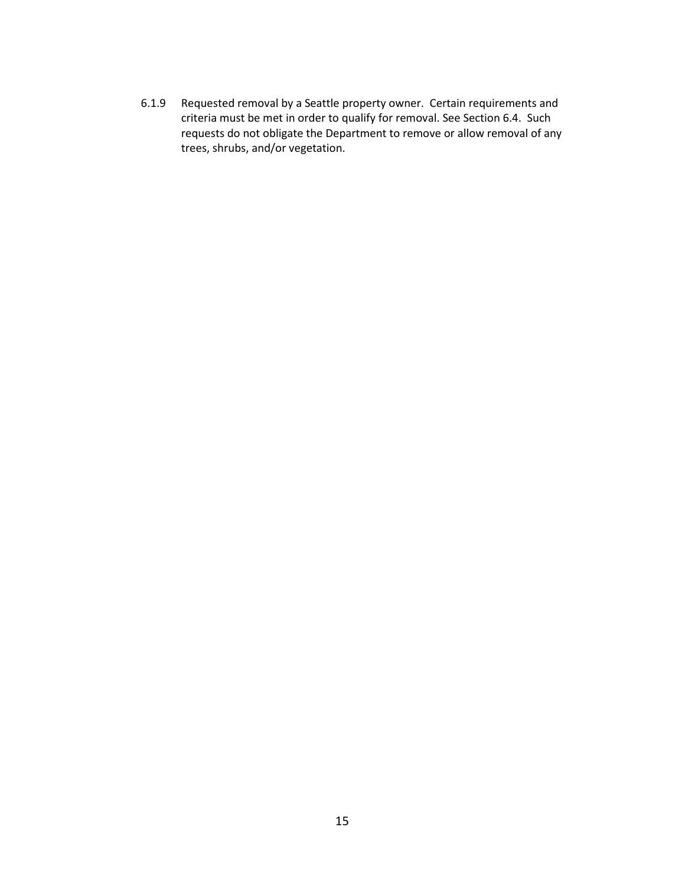6.1.9 Requested removal by a Seattle property owner. Certain requirements and criteria must be met in order to qualify for removal. See Section 6.4. Such requests do not obligate the Department to remove or allow removal of any trees, shrubs, and/or vegetation.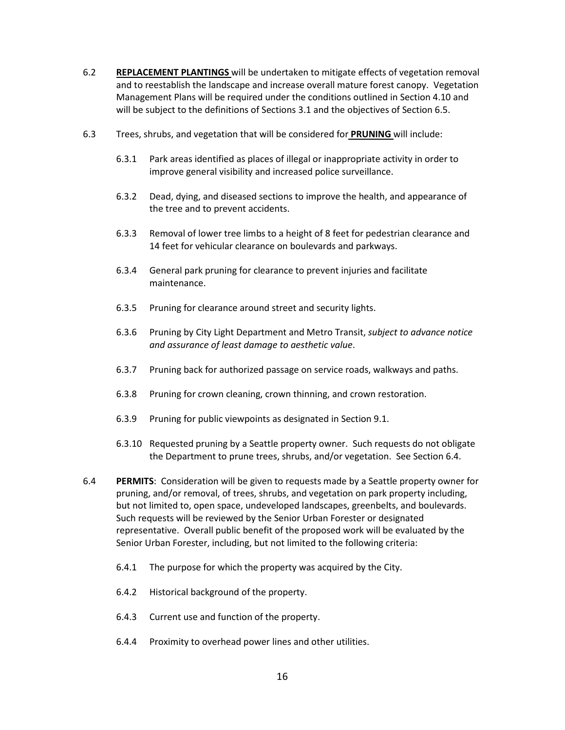6.2 **REPLACEMENT PLANTINGS** will be undertaken to mitigate effects of vegetation removal and to reestablish the landscape and increase overall mature forest canopy. Vegetation Management Plans will be required under the conditions outlined in Section 4.10 and will be subject to the definitions of Sections 3.1 and the objectives of Section 6.5.

6.3 Trees, shrubs, and vegetation that will be considered for **PRUNING** will include:

6.3.1 Park areas identified as places of illegal or inappropriate activity in order to improve general visibility and increased police surveillance.

6.3.2 Dead, dying, and diseased sections to improve the health, and appearance of the tree and to prevent accidents.

6.3.3 Removal of lower tree limbs to a height of 8 feet for pedestrian clearance and 14 feet for vehicular clearance on boulevards and parkways.

6.3.4 General park pruning for clearance to prevent injuries and facilitate maintenance.

6.3.5 Pruning for clearance around street and security lights.

6.3.6 Pruning by City Light Department and Metro Transit, *subject to advance notice and assurance of least damage to aesthetic value*.

6.3.7 Pruning back for authorized passage on service roads, walkways and paths.

6.3.8 Pruning for crown cleaning, crown thinning, and crown restoration.

6.3.9 Pruning for public viewpoints as designated in Section 9.1.

6.3.10 Requested pruning by a Seattle property owner. Such requests do not obligate the Department to prune trees, shrubs, and/or vegetation. See Section 6.4.

6.4 **PERMITS**: Consideration will be given to requests made by a Seattle property owner for pruning, and/or removal, of trees, shrubs, and vegetation on park property including, but not limited to, open space, undeveloped landscapes, greenbelts, and boulevards. Such requests will be reviewed by the Senior Urban Forester or designated representative. Overall public benefit of the proposed work will be evaluated by the Senior Urban Forester, including, but not limited to the following criteria:

6.4.1 The purpose for which the property was acquired by the City.

6.4.2 Historical background of the property.

6.4.3 Current use and function of the property.

6.4.4 Proximity to overhead power lines and other utilities.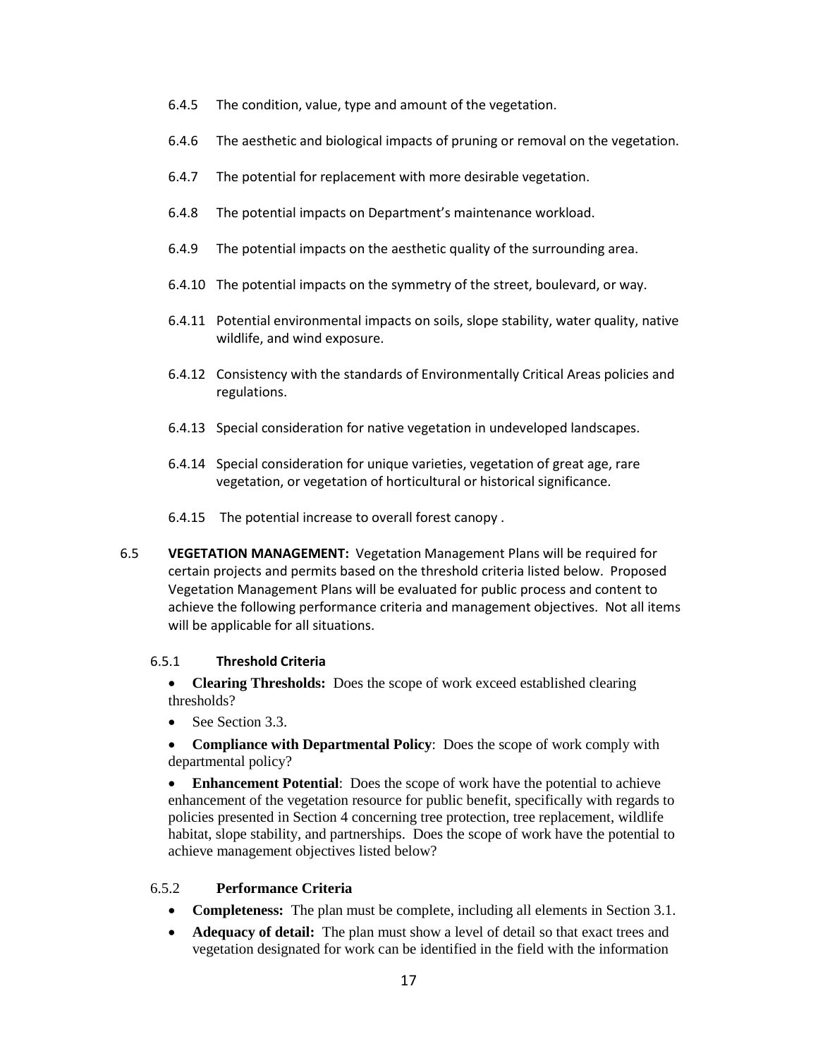6.4.5 The condition, value, type and amount of the vegetation.

6.4.6 The aesthetic and biological impacts of pruning or removal on the vegetation.

6.4.7 The potential for replacement with more desirable vegetation.

6.4.8 The potential impacts on Department's maintenance workload.

6.4.9 The potential impacts on the aesthetic quality of the surrounding area.

6.4.10 The potential impacts on the symmetry of the street, boulevard, or way.

6.4.11 Potential environmental impacts on soils, slope stability, water quality, native wildlife, and wind exposure.

6.4.12 Consistency with the standards of Environmentally Critical Areas policies and regulations.

6.4.13 Special consideration for native vegetation in undeveloped landscapes.

6.4.14 Special consideration for unique varieties, vegetation of great age, rare vegetation, or vegetation of horticultural or historical significance.

6.4.15 The potential increase to overall forest canopy .

6.5 **VEGETATION MANAGEMENT:** Vegetation Management Plans will be required for certain projects and permits based on the threshold criteria listed below. Proposed Vegetation Management Plans will be evaluated for public process and content to achieve the following performance criteria and management objectives. Not all items will be applicable for all situations.

6.5.1 **Threshold Criteria**

- **Clearing Thresholds:** Does the scope of work exceed established clearing thresholds?
- See Section 3.3.
- **Compliance with Departmental Policy**: Does the scope of work comply with departmental policy?
- **Enhancement Potential**: Does the scope of work have the potential to achieve enhancement of the vegetation resource for public benefit, specifically with regards to policies presented in Section 4 concerning tree protection, tree replacement, wildlife habitat, slope stability, and partnerships. Does the scope of work have the potential to achieve management objectives listed below?

6.5.2 **Performance Criteria**

- **Completeness:** The plan must be complete, including all elements in Section 3.1.
- **Adequacy of detail:** The plan must show a level of detail so that exact trees and vegetation designated for work can be identified in the field with the information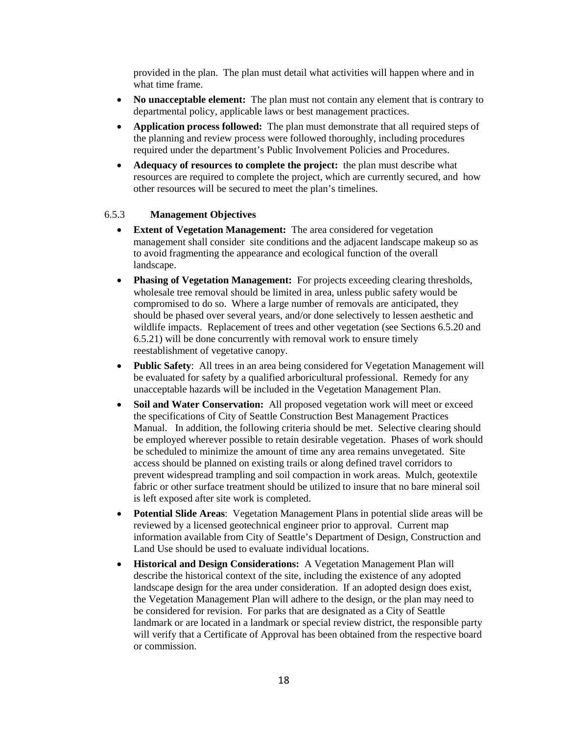provided in the plan. The plan must detail what activities will happen where and in what time frame.

- **No unacceptable element:** The plan must not contain any element that is contrary to departmental policy, applicable laws or best management practices.
- **Application process followed:** The plan must demonstrate that all required steps of the planning and review process were followed thoroughly, including procedures required under the department's Public Involvement Policies and Procedures.
- **Adequacy of resources to complete the project:** the plan must describe what resources are required to complete the project, which are currently secured, and how other resources will be secured to meet the plan's timelines.

### 6.5.3 Management Objectives

- **Extent of Vegetation Management:** The area considered for vegetation management shall consider site conditions and the adjacent landscape makeup so as to avoid fragmenting the appearance and ecological function of the overall landscape.
- **Phasing of Vegetation Management:** For projects exceeding clearing thresholds, wholesale tree removal should be limited in area, unless public safety would be compromised to do so. Where a large number of removals are anticipated, they should be phased over several years, and/or done selectively to lessen aesthetic and wildlife impacts. Replacement of trees and other vegetation (see Sections 6.5.20 and 6.5.21) will be done concurrently with removal work to ensure timely reestablishment of vegetative canopy.
- **Public Safety**: All trees in an area being considered for Vegetation Management will be evaluated for safety by a qualified arboricultural professional. Remedy for any unacceptable hazards will be included in the Vegetation Management Plan.
- **Soil and Water Conservation:** All proposed vegetation work will meet or exceed the specifications of City of Seattle Construction Best Management Practices Manual. In addition, the following criteria should be met. Selective clearing should be employed wherever possible to retain desirable vegetation. Phases of work should be scheduled to minimize the amount of time any area remains unvegetated. Site access should be planned on existing trails or along defined travel corridors to prevent widespread trampling and soil compaction in work areas. Mulch, geotextile fabric or other surface treatment should be utilized to insure that no bare mineral soil is left exposed after site work is completed.
- **Potential Slide Areas**: Vegetation Management Plans in potential slide areas will be reviewed by a licensed geotechnical engineer prior to approval. Current map information available from City of Seattle's Department of Design, Construction and Land Use should be used to evaluate individual locations.
- **Historical and Design Considerations:** A Vegetation Management Plan will describe the historical context of the site, including the existence of any adopted landscape design for the area under consideration. If an adopted design does exist, the Vegetation Management Plan will adhere to the design, or the plan may need to be considered for revision. For parks that are designated as a City of Seattle landmark or are located in a landmark or special review district, the responsible party will verify that a Certificate of Approval has been obtained from the respective board or commission.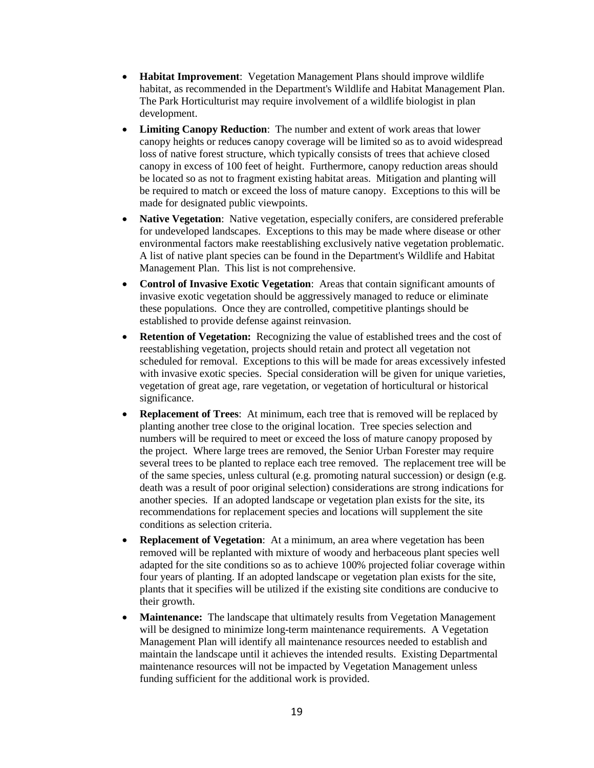- **Habitat Improvement**: Vegetation Management Plans should improve wildlife habitat, as recommended in the Department's Wildlife and Habitat Management Plan. The Park Horticulturist may require involvement of a wildlife biologist in plan development.
- **Limiting Canopy Reduction**: The number and extent of work areas that lower canopy heights or reduces canopy coverage will be limited so as to avoid widespread loss of native forest structure, which typically consists of trees that achieve closed canopy in excess of 100 feet of height. Furthermore, canopy reduction areas should be located so as not to fragment existing habitat areas. Mitigation and planting will be required to match or exceed the loss of mature canopy. Exceptions to this will be made for designated public viewpoints.
- **Native Vegetation**: Native vegetation, especially conifers, are considered preferable for undeveloped landscapes. Exceptions to this may be made where disease or other environmental factors make reestablishing exclusively native vegetation problematic. A list of native plant species can be found in the Department's Wildlife and Habitat Management Plan. This list is not comprehensive.
- **Control of Invasive Exotic Vegetation**: Areas that contain significant amounts of invasive exotic vegetation should be aggressively managed to reduce or eliminate these populations. Once they are controlled, competitive plantings should be established to provide defense against reinvasion.
- **Retention of Vegetation:** Recognizing the value of established trees and the cost of reestablishing vegetation, projects should retain and protect all vegetation not scheduled for removal. Exceptions to this will be made for areas excessively infested with invasive exotic species. Special consideration will be given for unique varieties, vegetation of great age, rare vegetation, or vegetation of horticultural or historical significance.
- **Replacement of Trees**: At minimum, each tree that is removed will be replaced by planting another tree close to the original location. Tree species selection and numbers will be required to meet or exceed the loss of mature canopy proposed by the project. Where large trees are removed, the Senior Urban Forester may require several trees to be planted to replace each tree removed. The replacement tree will be of the same species, unless cultural (e.g. promoting natural succession) or design (e.g. death was a result of poor original selection) considerations are strong indications for another species. If an adopted landscape or vegetation plan exists for the site, its recommendations for replacement species and locations will supplement the site conditions as selection criteria.
- **Replacement of Vegetation**: At a minimum, an area where vegetation has been removed will be replanted with mixture of woody and herbaceous plant species well adapted for the site conditions so as to achieve 100% projected foliar coverage within four years of planting. If an adopted landscape or vegetation plan exists for the site, plants that it specifies will be utilized if the existing site conditions are conducive to their growth.
- **Maintenance:** The landscape that ultimately results from Vegetation Management will be designed to minimize long-term maintenance requirements. A Vegetation Management Plan will identify all maintenance resources needed to establish and maintain the landscape until it achieves the intended results. Existing Departmental maintenance resources will not be impacted by Vegetation Management unless funding sufficient for the additional work is provided.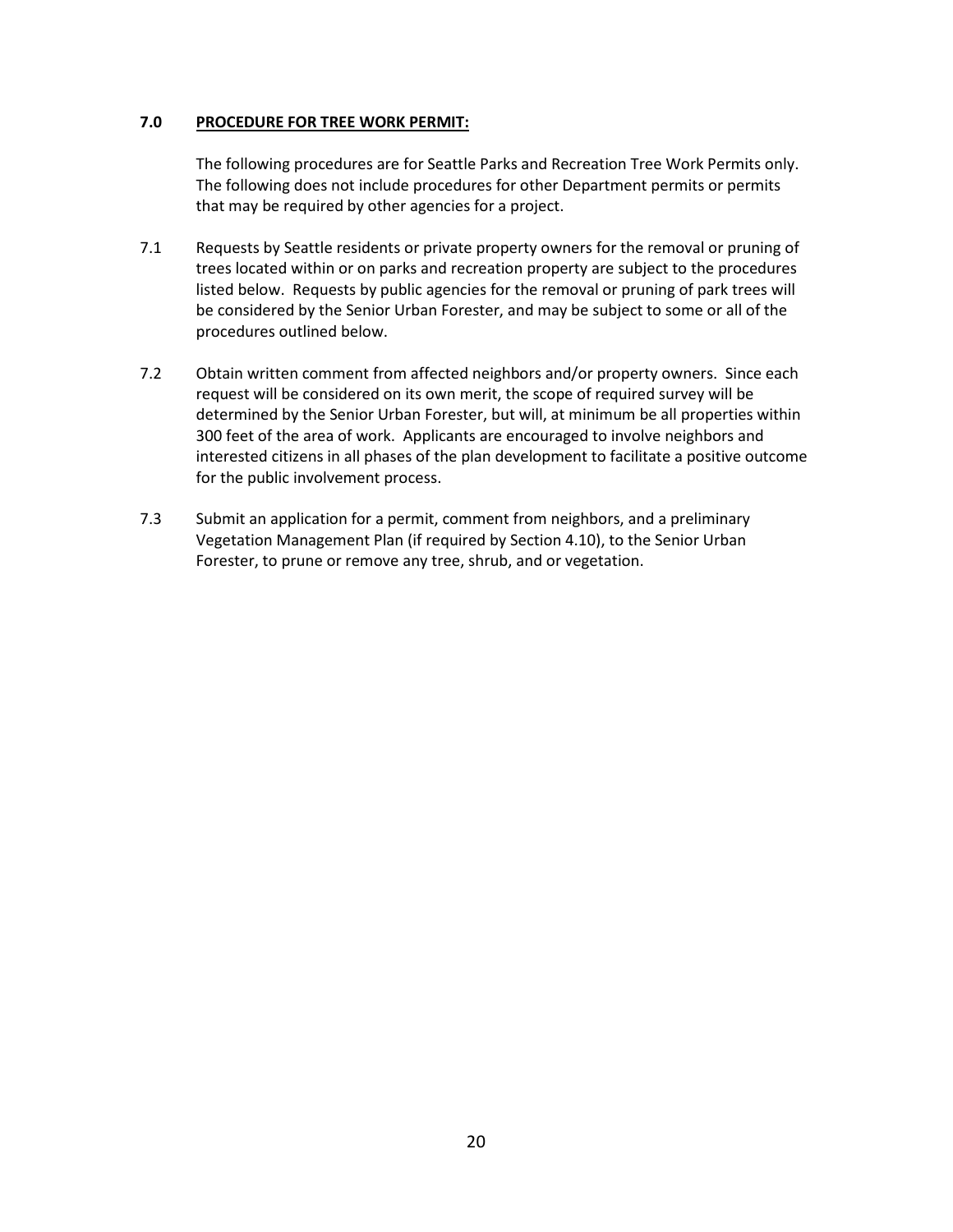## 7.0 PROCEDURE FOR TREE WORK PERMIT:

The following procedures are for Seattle Parks and Recreation Tree Work Permits only. The following does not include procedures for other Department permits or permits that may be required by other agencies for a project.

7.1 Requests by Seattle residents or private property owners for the removal or pruning of trees located within or on parks and recreation property are subject to the procedures listed below. Requests by public agencies for the removal or pruning of park trees will be considered by the Senior Urban Forester, and may be subject to some or all of the procedures outlined below.

7.2 Obtain written comment from affected neighbors and/or property owners. Since each request will be considered on its own merit, the scope of required survey will be determined by the Senior Urban Forester, but will, at minimum be all properties within 300 feet of the area of work. Applicants are encouraged to involve neighbors and interested citizens in all phases of the plan development to facilitate a positive outcome for the public involvement process.

7.3 Submit an application for a permit, comment from neighbors, and a preliminary Vegetation Management Plan (if required by Section 4.10), to the Senior Urban Forester, to prune or remove any tree, shrub, and or vegetation.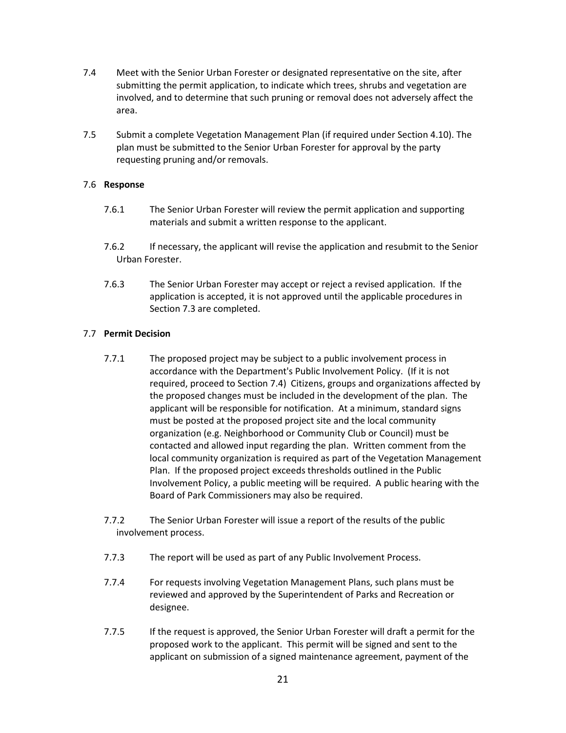7.4 Meet with the Senior Urban Forester or designated representative on the site, after submitting the permit application, to indicate which trees, shrubs and vegetation are involved, and to determine that such pruning or removal does not adversely affect the area.

7.5 Submit a complete Vegetation Management Plan (if required under Section 4.10). The plan must be submitted to the Senior Urban Forester for approval by the party requesting pruning and/or removals.

7.6 **Response**

7.6.1 The Senior Urban Forester will review the permit application and supporting materials and submit a written response to the applicant.

7.6.2 If necessary, the applicant will revise the application and resubmit to the Senior Urban Forester.

7.6.3 The Senior Urban Forester may accept or reject a revised application. If the application is accepted, it is not approved until the applicable procedures in Section 7.3 are completed.

7.7 **Permit Decision**

7.7.1 The proposed project may be subject to a public involvement process in accordance with the Department's Public Involvement Policy. (If it is not required, proceed to Section 7.4) Citizens, groups and organizations affected by the proposed changes must be included in the development of the plan. The applicant will be responsible for notification. At a minimum, standard signs must be posted at the proposed project site and the local community organization (e.g. Neighborhood or Community Club or Council) must be contacted and allowed input regarding the plan. Written comment from the local community organization is required as part of the Vegetation Management Plan. If the proposed project exceeds thresholds outlined in the Public Involvement Policy, a public meeting will be required. A public hearing with the Board of Park Commissioners may also be required.

7.7.2 The Senior Urban Forester will issue a report of the results of the public involvement process.

7.7.3 The report will be used as part of any Public Involvement Process.

7.7.4 For requests involving Vegetation Management Plans, such plans must be reviewed and approved by the Superintendent of Parks and Recreation or designee.

7.7.5 If the request is approved, the Senior Urban Forester will draft a permit for the proposed work to the applicant. This permit will be signed and sent to the applicant on submission of a signed maintenance agreement, payment of the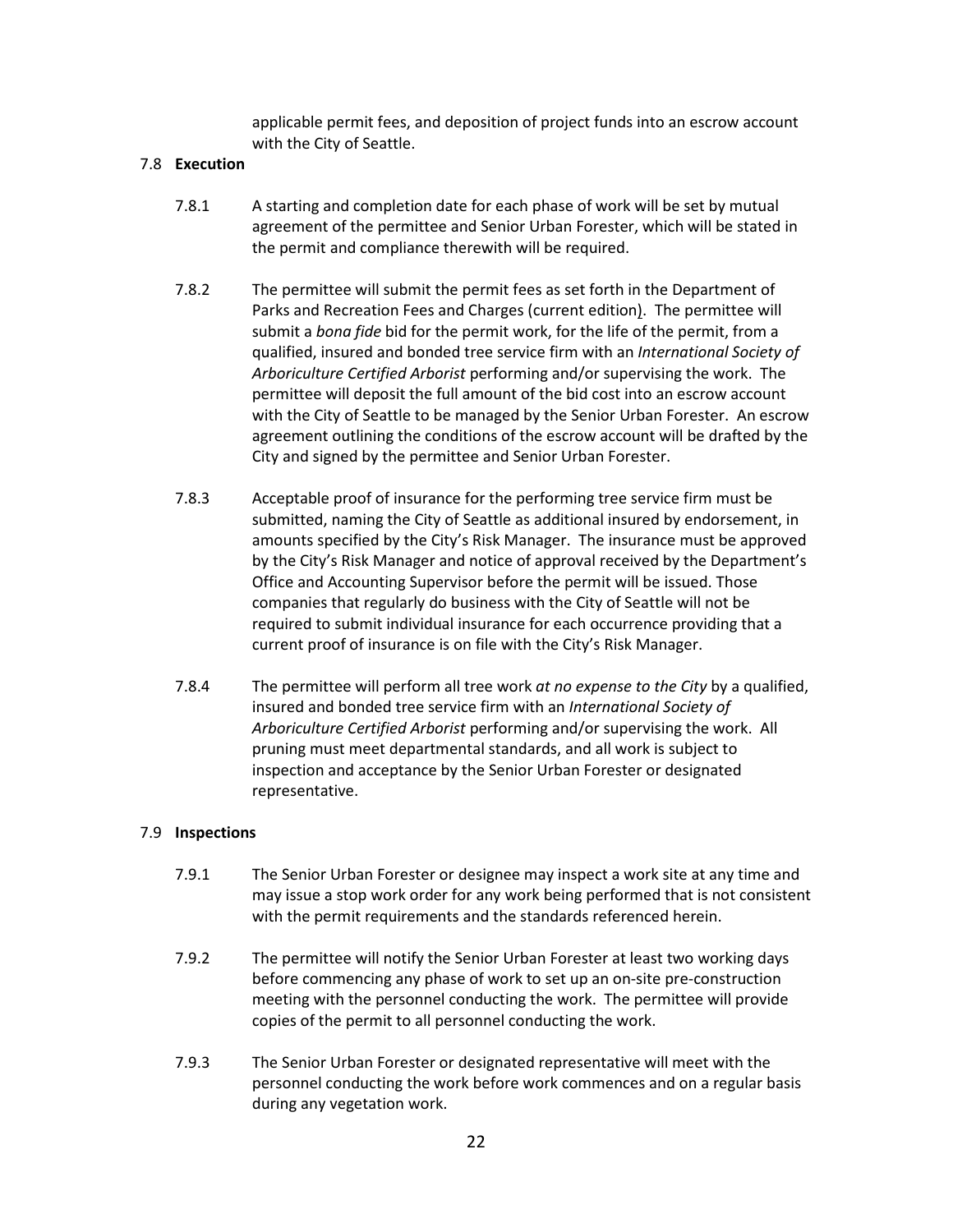applicable permit fees, and deposition of project funds into an escrow account with the City of Seattle.

7.8 **Execution**

7.8.1 A starting and completion date for each phase of work will be set by mutual agreement of the permittee and Senior Urban Forester, which will be stated in the permit and compliance therewith will be required.

7.8.2 The permittee will submit the permit fees as set forth in the Department of Parks and Recreation Fees and Charges (current edition). The permittee will submit a *bona fide* bid for the permit work, for the life of the permit, from a qualified, insured and bonded tree service firm with an *International Society of Arboriculture Certified Arborist* performing and/or supervising the work. The permittee will deposit the full amount of the bid cost into an escrow account with the City of Seattle to be managed by the Senior Urban Forester. An escrow agreement outlining the conditions of the escrow account will be drafted by the City and signed by the permittee and Senior Urban Forester.

7.8.3 Acceptable proof of insurance for the performing tree service firm must be submitted, naming the City of Seattle as additional insured by endorsement, in amounts specified by the City's Risk Manager. The insurance must be approved by the City's Risk Manager and notice of approval received by the Department's Office and Accounting Supervisor before the permit will be issued. Those companies that regularly do business with the City of Seattle will not be required to submit individual insurance for each occurrence providing that a current proof of insurance is on file with the City's Risk Manager.

7.8.4 The permittee will perform all tree work *at no expense to the City* by a qualified, insured and bonded tree service firm with an *International Society of Arboriculture Certified Arborist* performing and/or supervising the work. All pruning must meet departmental standards, and all work is subject to inspection and acceptance by the Senior Urban Forester or designated representative.

7.9 **Inspections**

7.9.1 The Senior Urban Forester or designee may inspect a work site at any time and may issue a stop work order for any work being performed that is not consistent with the permit requirements and the standards referenced herein.

7.9.2 The permittee will notify the Senior Urban Forester at least two working days before commencing any phase of work to set up an on-site pre-construction meeting with the personnel conducting the work. The permittee will provide copies of the permit to all personnel conducting the work.

7.9.3 The Senior Urban Forester or designated representative will meet with the personnel conducting the work before work commences and on a regular basis during any vegetation work.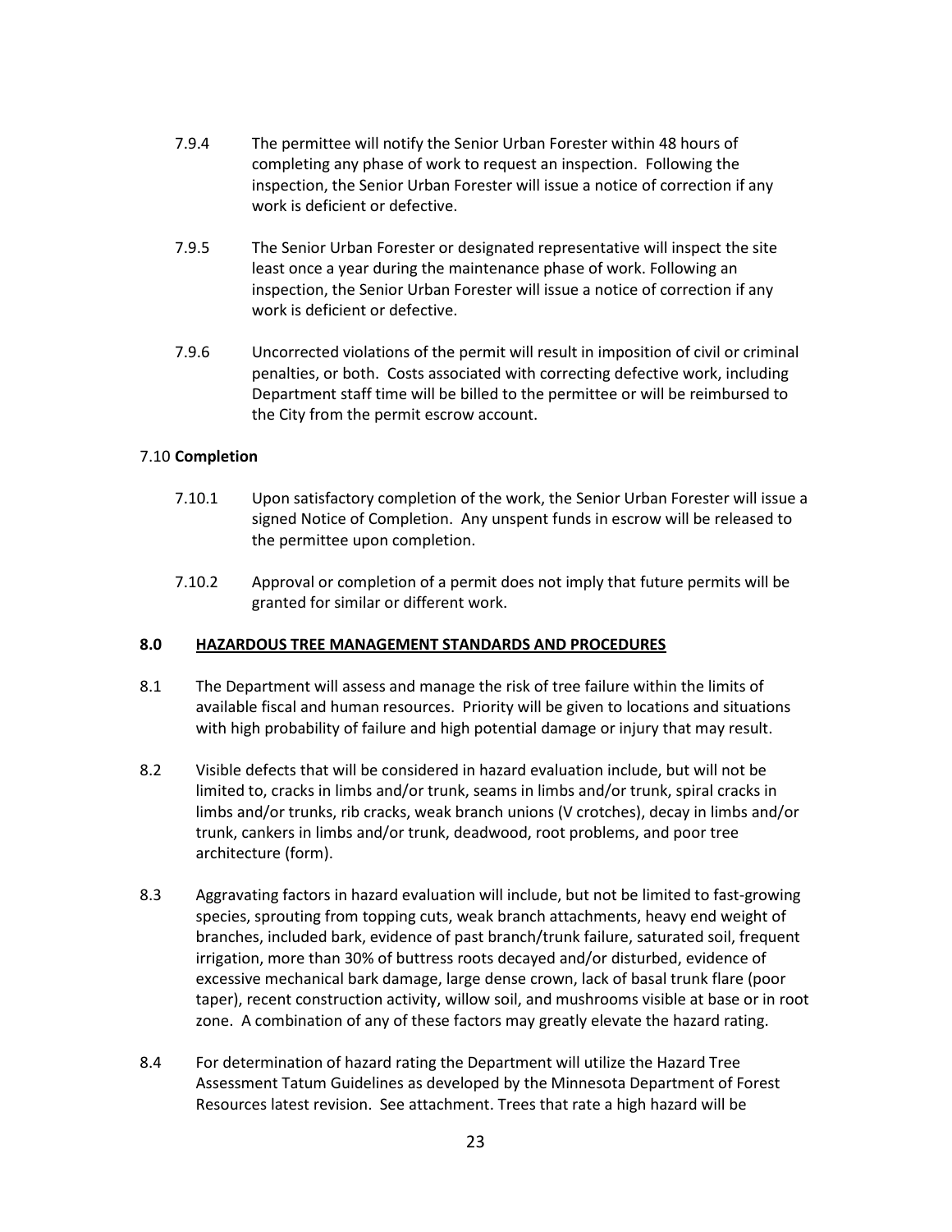7.9.4 The permittee will notify the Senior Urban Forester within 48 hours of completing any phase of work to request an inspection. Following the inspection, the Senior Urban Forester will issue a notice of correction if any work is deficient or defective.

7.9.5 The Senior Urban Forester or designated representative will inspect the site least once a year during the maintenance phase of work. Following an inspection, the Senior Urban Forester will issue a notice of correction if any work is deficient or defective.

7.9.6 Uncorrected violations of the permit will result in imposition of civil or criminal penalties, or both. Costs associated with correcting defective work, including Department staff time will be billed to the permittee or will be reimbursed to the City from the permit escrow account.

7.10 **Completion**

7.10.1 Upon satisfactory completion of the work, the Senior Urban Forester will issue a signed Notice of Completion. Any unspent funds in escrow will be released to the permittee upon completion.

7.10.2 Approval or completion of a permit does not imply that future permits will be granted for similar or different work.

## 8.0 HAZARDOUS TREE MANAGEMENT STANDARDS AND PROCEDURES

8.1 The Department will assess and manage the risk of tree failure within the limits of available fiscal and human resources. Priority will be given to locations and situations with high probability of failure and high potential damage or injury that may result.

8.2 Visible defects that will be considered in hazard evaluation include, but will not be limited to, cracks in limbs and/or trunk, seams in limbs and/or trunk, spiral cracks in limbs and/or trunks, rib cracks, weak branch unions (V crotches), decay in limbs and/or trunk, cankers in limbs and/or trunk, deadwood, root problems, and poor tree architecture (form).

8.3 Aggravating factors in hazard evaluation will include, but not be limited to fast-growing species, sprouting from topping cuts, weak branch attachments, heavy end weight of branches, included bark, evidence of past branch/trunk failure, saturated soil, frequent irrigation, more than 30% of buttress roots decayed and/or disturbed, evidence of excessive mechanical bark damage, large dense crown, lack of basal trunk flare (poor taper), recent construction activity, willow soil, and mushrooms visible at base or in root zone. A combination of any of these factors may greatly elevate the hazard rating.

8.4 For determination of hazard rating the Department will utilize the Hazard Tree Assessment Tatum Guidelines as developed by the Minnesota Department of Forest Resources latest revision. See attachment. Trees that rate a high hazard will be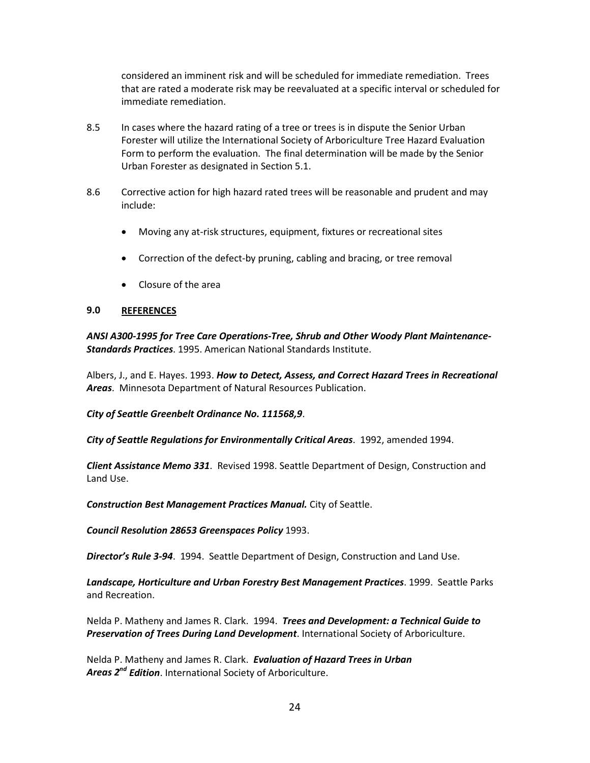considered an imminent risk and will be scheduled for immediate remediation. Trees that are rated a moderate risk may be reevaluated at a specific interval or scheduled for immediate remediation.

8.5 In cases where the hazard rating of a tree or trees is in dispute the Senior Urban Forester will utilize the International Society of Arboriculture Tree Hazard Evaluation Form to perform the evaluation. The final determination will be made by the Senior Urban Forester as designated in Section 5.1.

8.6 Corrective action for high hazard rated trees will be reasonable and prudent and may include:

- Moving any at-risk structures, equipment, fixtures or recreational sites
- Correction of the defect-by pruning, cabling and bracing, or tree removal
- Closure of the area

## 9.0 REFERENCES

***ANSI A300-1995 for Tree Care Operations-Tree, Shrub and Other Woody Plant Maintenance-Standards Practices***. 1995. American National Standards Institute.

Albers, J., and E. Hayes. 1993. ***How to Detect, Assess, and Correct Hazard Trees in Recreational Areas***. Minnesota Department of Natural Resources Publication.

***City of Seattle Greenbelt Ordinance No. 111568,9***.

***City of Seattle Regulations for Environmentally Critical Areas***. 1992, amended 1994.

***Client Assistance Memo 331***. Revised 1998. Seattle Department of Design, Construction and Land Use.

***Construction Best Management Practices Manual.*** City of Seattle.

***Council Resolution 28653 Greenspaces Policy*** 1993.

***Director's Rule 3-94***. 1994. Seattle Department of Design, Construction and Land Use.

***Landscape, Horticulture and Urban Forestry Best Management Practices***. 1999. Seattle Parks and Recreation.

Nelda P. Matheny and James R. Clark. 1994. ***Trees and Development: a Technical Guide to Preservation of Trees During Land Development***. International Society of Arboriculture.

Nelda P. Matheny and James R. Clark. ***Evaluation of Hazard Trees in Urban Areas 2nd Edition***. International Society of Arboriculture.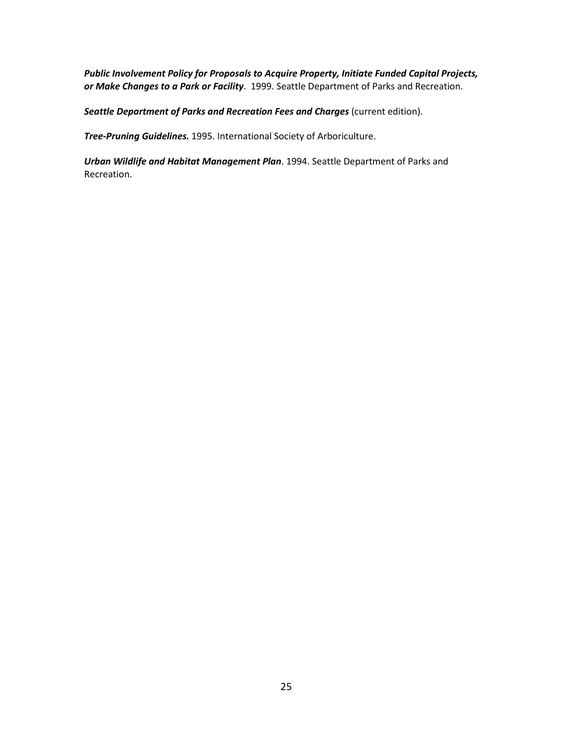***Public Involvement Policy for Proposals to Acquire Property, Initiate Funded Capital Projects, or Make Changes to a Park or Facility***. 1999. Seattle Department of Parks and Recreation.

***Seattle Department of Parks and Recreation Fees and Charges*** (current edition).

***Tree-Pruning Guidelines.*** 1995. International Society of Arboriculture.

***Urban Wildlife and Habitat Management Plan***. 1994. Seattle Department of Parks and Recreation.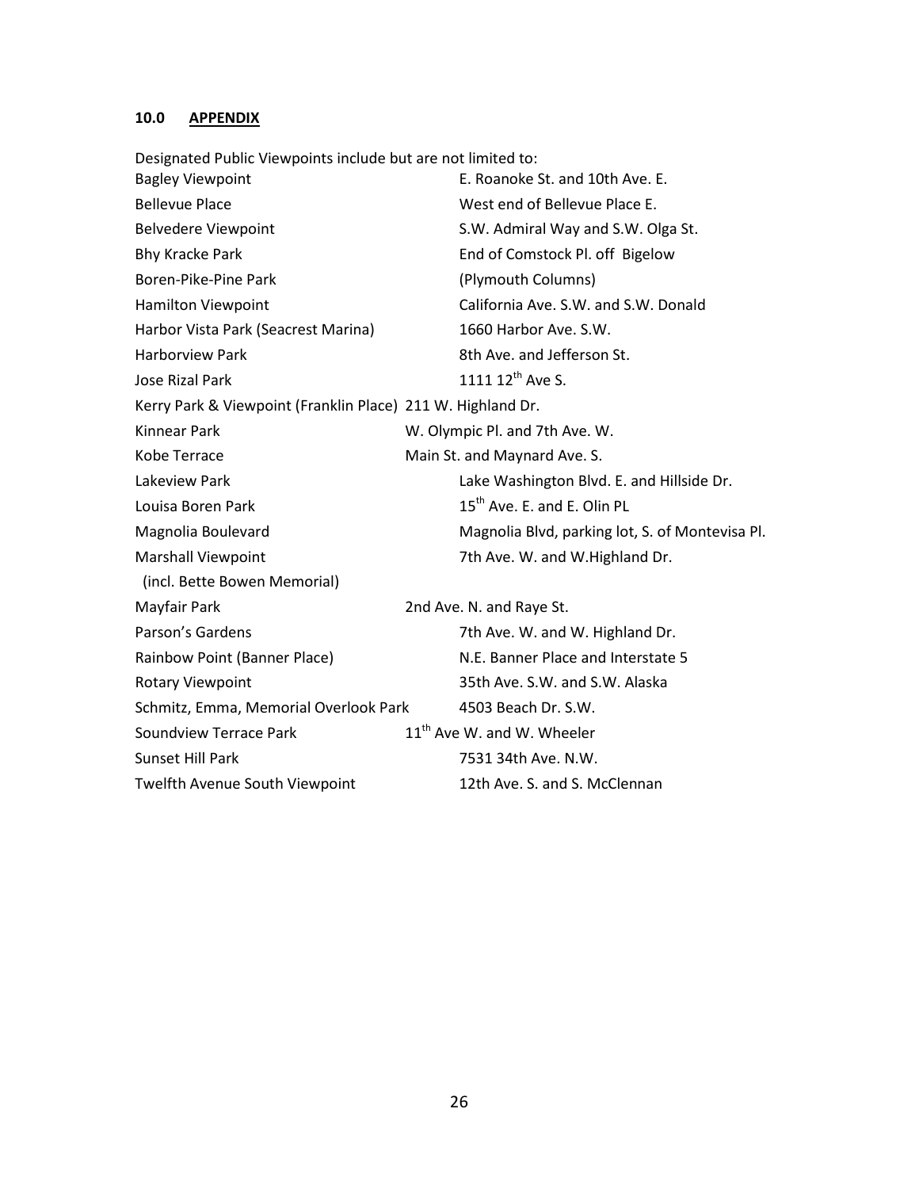## 10.0 APPENDIX

Designated Public Viewpoints include but are not limited to:

| | |
|---|---|
| Bagley Viewpoint | E. Roanoke St. and 10th Ave. E. |
| Bellevue Place | West end of Bellevue Place E. |
| Belvedere Viewpoint | S.W. Admiral Way and S.W. Olga St. |
| Bhy Kracke Park | End of Comstock Pl. off Bigelow |
| Boren-Pike-Pine Park | (Plymouth Columns) |
| Hamilton Viewpoint | California Ave. S.W. and S.W. Donald |
| Harbor Vista Park (Seacrest Marina) | 1660 Harbor Ave. S.W. |
| Harborview Park | 8th Ave. and Jefferson St. |
| Jose Rizal Park | 1111 12th Ave S. |
| Kerry Park & Viewpoint (Franklin Place) | 211 W. Highland Dr. |
| Kinnear Park | W. Olympic Pl. and 7th Ave. W. |
| Kobe Terrace | Main St. and Maynard Ave. S. |
| Lakeview Park | Lake Washington Blvd. E. and Hillside Dr. |
| Louisa Boren Park | 15th Ave. E. and E. Olin PL |
| Magnolia Boulevard | Magnolia Blvd, parking lot, S. of Montevisa Pl. |
| Marshall Viewpoint (incl. Bette Bowen Memorial) | 7th Ave. W. and W.Highland Dr. |
| Mayfair Park | 2nd Ave. N. and Raye St. |
| Parson's Gardens | 7th Ave. W. and W. Highland Dr. |
| Rainbow Point (Banner Place) | N.E. Banner Place and Interstate 5 |
| Rotary Viewpoint | 35th Ave. S.W. and S.W. Alaska |
| Schmitz, Emma, Memorial Overlook Park | 4503 Beach Dr. S.W. |
| Soundview Terrace Park | 11th Ave W. and W. Wheeler |
| Sunset Hill Park | 7531 34th Ave. N.W. |
| Twelfth Avenue South Viewpoint | 12th Ave. S. and S. McClennan |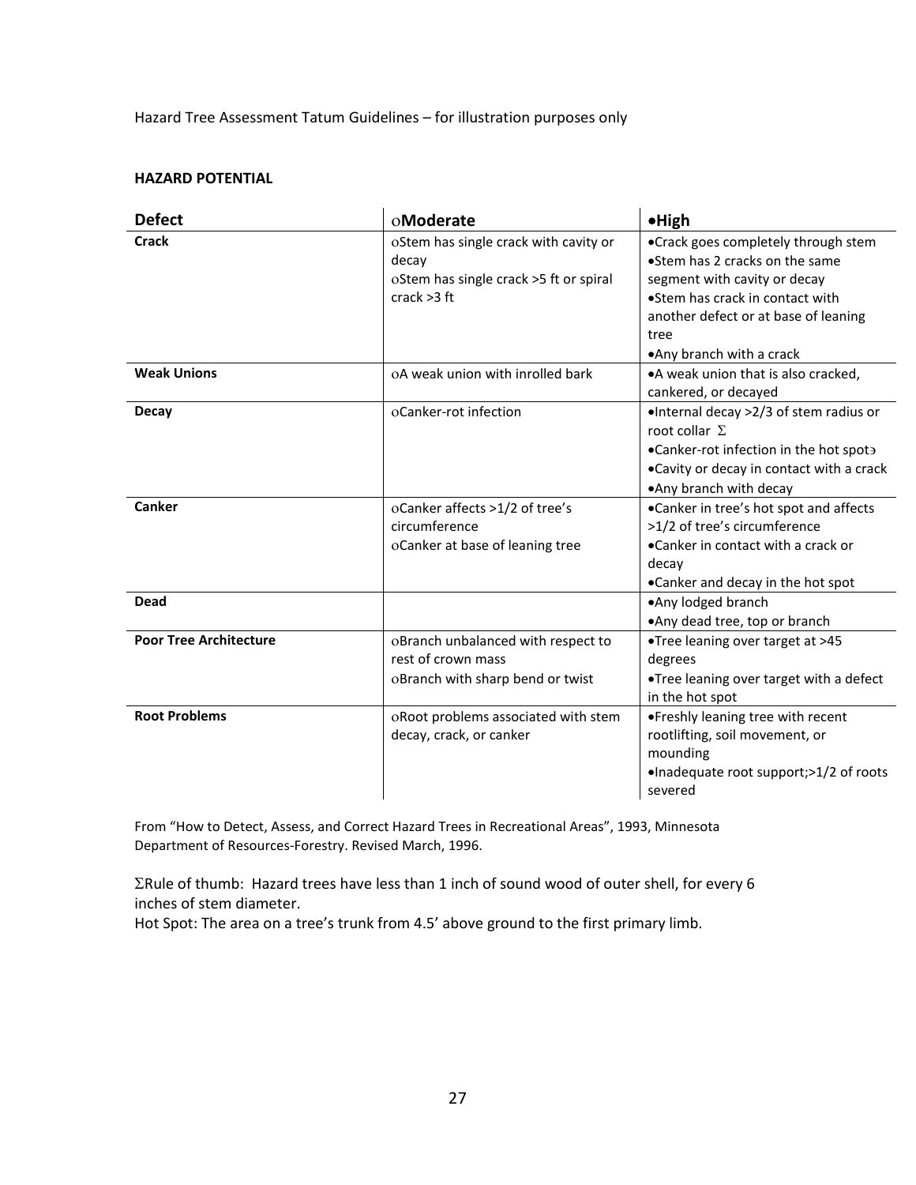Hazard Tree Assessment Tatum Guidelines – for illustration purposes only

**HAZARD POTENTIAL**

| **Defect** | ο**Moderate** | •**High** |
|---|---|---|
| **Crack** | οStem has single crack with cavity or decay<br>οStem has single crack >5 ft or spiral crack >3 ft | •Crack goes completely through stem<br>•Stem has 2 cracks on the same segment with cavity or decay<br>•Stem has crack in contact with another defect or at base of leaning tree<br>•Any branch with a crack |
| **Weak Unions** | οA weak union with inrolled bark | •A weak union that is also cracked, cankered, or decayed |
| **Decay** | οCanker-rot infection | •Internal decay >2/3 of stem radius or root collar Σ<br>•Canker-rot infection in the hot spot϶<br>•Cavity or decay in contact with a crack<br>•Any branch with decay |
| **Canker** | οCanker affects >1/2 of tree's circumference<br>οCanker at base of leaning tree | •Canker in tree's hot spot and affects >1/2 of tree's circumference<br>•Canker in contact with a crack or decay<br>•Canker and decay in the hot spot |
| **Dead** | | •Any lodged branch<br>•Any dead tree, top or branch |
| **Poor Tree Architecture** | οBranch unbalanced with respect to rest of crown mass<br>οBranch with sharp bend or twist | •Tree leaning over target at >45 degrees<br>•Tree leaning over target with a defect in the hot spot |
| **Root Problems** | οRoot problems associated with stem decay, crack, or canker | •Freshly leaning tree with recent rootlifting, soil movement, or mounding<br>•Inadequate root support;>1/2 of roots severed |

From "How to Detect, Assess, and Correct Hazard Trees in Recreational Areas", 1993, Minnesota Department of Resources-Forestry. Revised March, 1996.

ΣRule of thumb: Hazard trees have less than 1 inch of sound wood of outer shell, for every 6 inches of stem diameter.

Hot Spot: The area on a tree's trunk from 4.5' above ground to the first primary limb.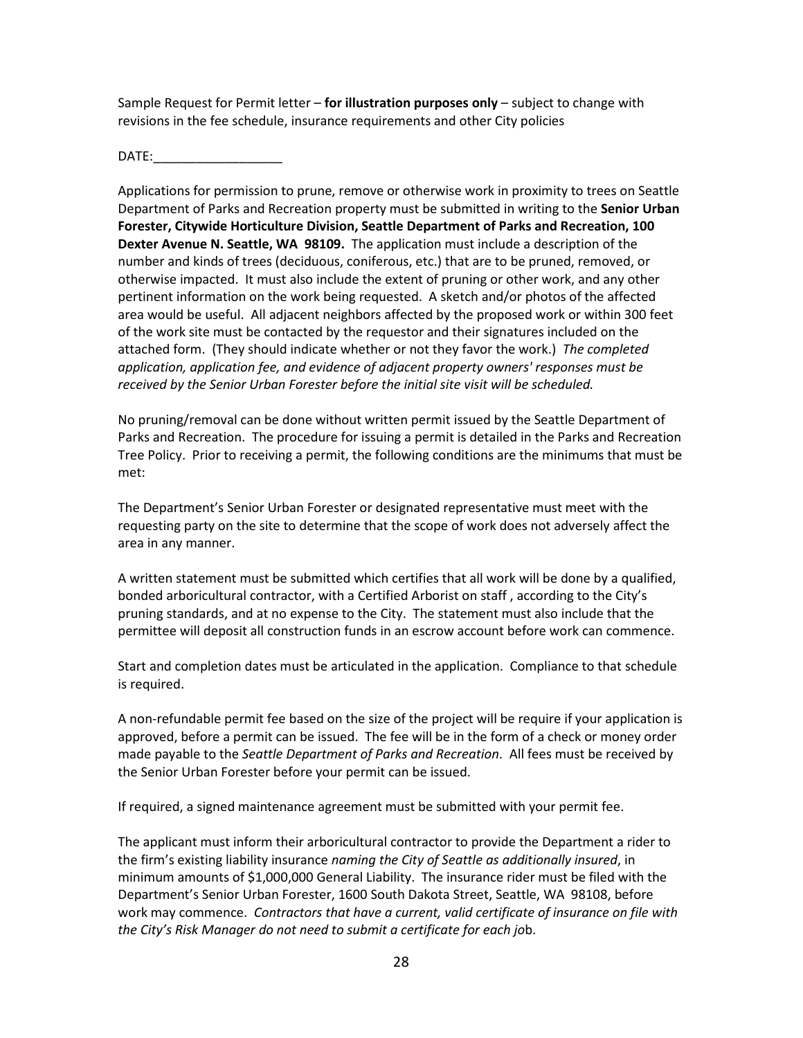Sample Request for Permit letter – **for illustration purposes only** – subject to change with revisions in the fee schedule, insurance requirements and other City policies

DATE:__________________

Applications for permission to prune, remove or otherwise work in proximity to trees on Seattle Department of Parks and Recreation property must be submitted in writing to the **Senior Urban Forester, Citywide Horticulture Division, Seattle Department of Parks and Recreation, 100 Dexter Avenue N. Seattle, WA 98109.** The application must include a description of the number and kinds of trees (deciduous, coniferous, etc.) that are to be pruned, removed, or otherwise impacted. It must also include the extent of pruning or other work, and any other pertinent information on the work being requested. A sketch and/or photos of the affected area would be useful. All adjacent neighbors affected by the proposed work or within 300 feet of the work site must be contacted by the requestor and their signatures included on the attached form. (They should indicate whether or not they favor the work.) *The completed application, application fee, and evidence of adjacent property owners' responses must be received by the Senior Urban Forester before the initial site visit will be scheduled.*

No pruning/removal can be done without written permit issued by the Seattle Department of Parks and Recreation. The procedure for issuing a permit is detailed in the Parks and Recreation Tree Policy. Prior to receiving a permit, the following conditions are the minimums that must be met:

The Department's Senior Urban Forester or designated representative must meet with the requesting party on the site to determine that the scope of work does not adversely affect the area in any manner.

A written statement must be submitted which certifies that all work will be done by a qualified, bonded arboricultural contractor, with a Certified Arborist on staff , according to the City's pruning standards, and at no expense to the City. The statement must also include that the permittee will deposit all construction funds in an escrow account before work can commence.

Start and completion dates must be articulated in the application. Compliance to that schedule is required.

A non-refundable permit fee based on the size of the project will be require if your application is approved, before a permit can be issued. The fee will be in the form of a check or money order made payable to the *Seattle Department of Parks and Recreation*. All fees must be received by the Senior Urban Forester before your permit can be issued.

If required, a signed maintenance agreement must be submitted with your permit fee.

The applicant must inform their arboricultural contractor to provide the Department a rider to the firm's existing liability insurance *naming the City of Seattle as additionally insured*, in minimum amounts of $1,000,000 General Liability. The insurance rider must be filed with the Department's Senior Urban Forester, 1600 South Dakota Street, Seattle, WA 98108, before work may commence. *Contractors that have a current, valid certificate of insurance on file with the City's Risk Manager do not need to submit a certificate for each job.*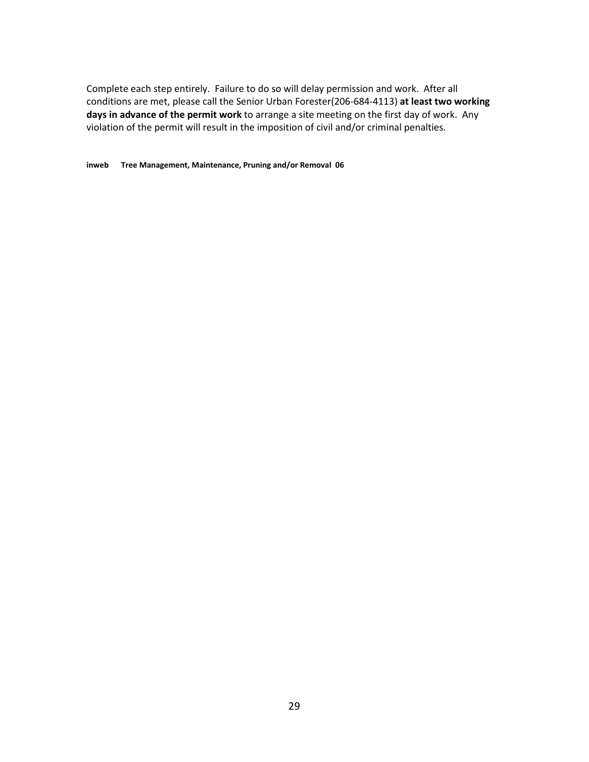Complete each step entirely. Failure to do so will delay permission and work. After all conditions are met, please call the Senior Urban Forester(206-684-4113) **at least two working days in advance of the permit work** to arrange a site meeting on the first day of work. Any violation of the permit will result in the imposition of civil and/or criminal penalties.

**inweb Tree Management, Maintenance, Pruning and/or Removal 06**